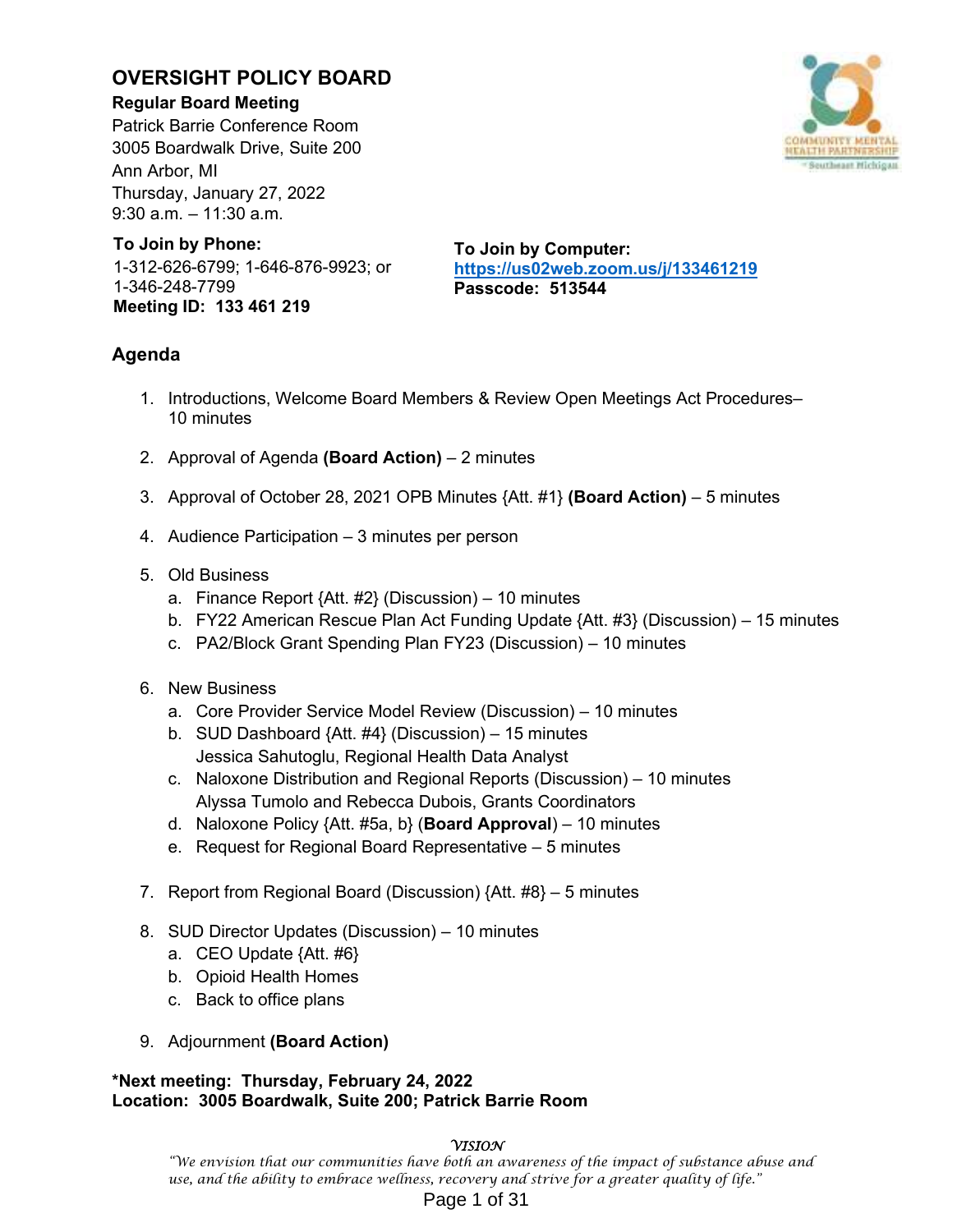# OVERSIGHT POLICY BOARD

**Regular Board Meeting**
Patrick Barrie Conference Room
3005 Boardwalk Drive, Suite 200
Ann Arbor, MI
Thursday, January 27, 2022
9:30 a.m. – 11:30 a.m.

**To Join by Phone:**
1-312-626-6799; 1-646-876-9923; or
1-346-248-7799
**Meeting ID: 133 461 219**

**To Join by Computer:**
**https://us02web.zoom.us/j/133461219**
**Passcode: 513544**

## Agenda

1. Introductions, Welcome Board Members & Review Open Meetings Act Procedures– 10 minutes

2. Approval of Agenda **(Board Action)** – 2 minutes

3. Approval of October 28, 2021 OPB Minutes {Att. #1} **(Board Action)** – 5 minutes

4. Audience Participation – 3 minutes per person

5. Old Business
   a. Finance Report {Att. #2} (Discussion) – 10 minutes
   b. FY22 American Rescue Plan Act Funding Update {Att. #3} (Discussion) – 15 minutes
   c. PA2/Block Grant Spending Plan FY23 (Discussion) – 10 minutes

6. New Business
   a. Core Provider Service Model Review (Discussion) – 10 minutes
   b. SUD Dashboard {Att. #4} (Discussion) – 15 minutes
      Jessica Sahutoglu, Regional Health Data Analyst
   c. Naloxone Distribution and Regional Reports (Discussion) – 10 minutes
      Alyssa Tumolo and Rebecca Dubois, Grants Coordinators
   d. Naloxone Policy {Att. #5a, b} (**Board Approval**) – 10 minutes
   e. Request for Regional Board Representative – 5 minutes

7. Report from Regional Board (Discussion) {Att. #8} – 5 minutes

8. SUD Director Updates (Discussion) – 10 minutes
   a. CEO Update {Att. #6}
   b. Opioid Health Homes
   c. Back to office plans

9. Adjournment **(Board Action)**

**\*Next meeting: Thursday, February 24, 2022**
**Location: 3005 Boardwalk, Suite 200; Patrick Barrie Room**

*VISION*
*"We envision that our communities have both an awareness of the impact of substance abuse and use, and the ability to embrace wellness, recovery and strive for a greater quality of life."*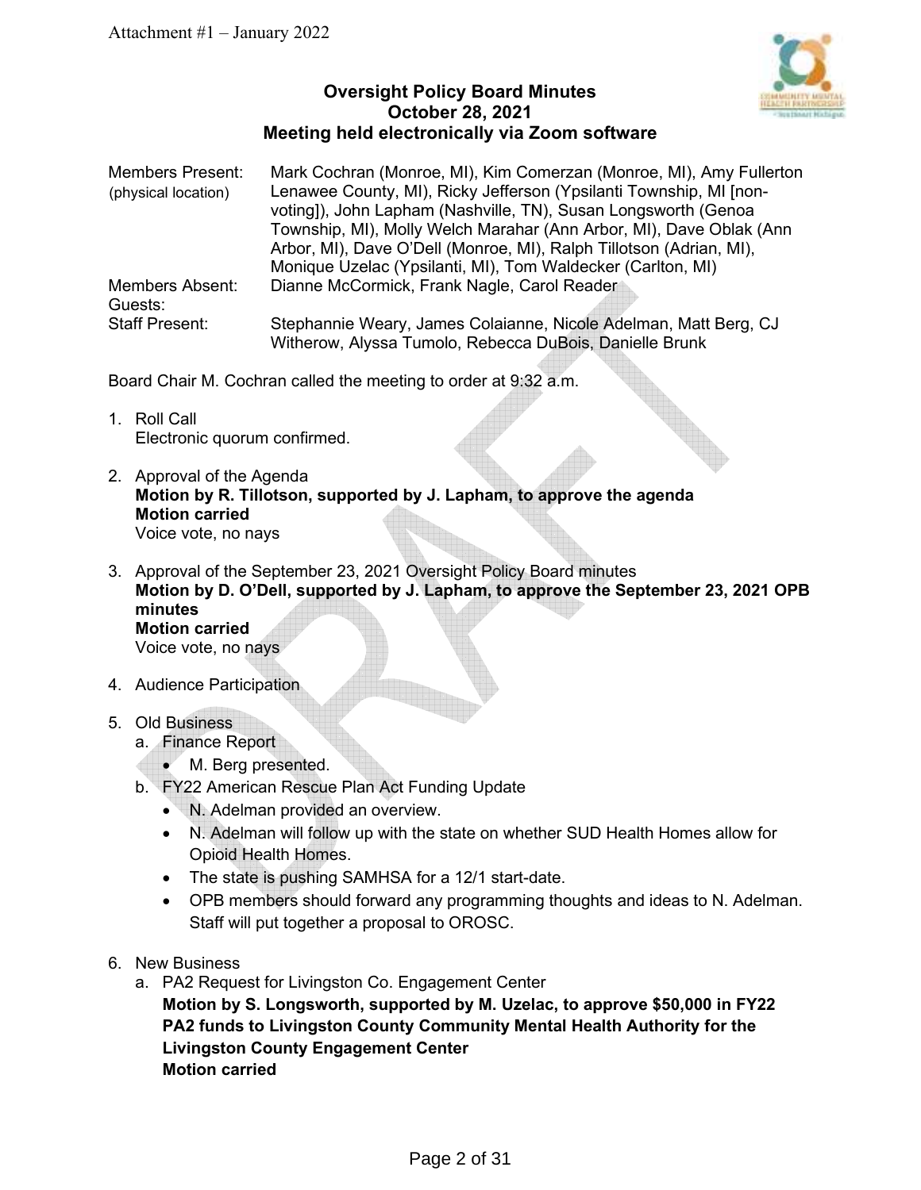Attachment #1 – January 2022

# Oversight Policy Board Minutes
## October 28, 2021
## Meeting held electronically via Zoom software

| | |
|---|---|
| Members Present: (physical location) | Mark Cochran (Monroe, MI), Kim Comerzan (Monroe, MI), Amy Fullerton Lenawee County, MI), Ricky Jefferson (Ypsilanti Township, MI [non-voting]), John Lapham (Nashville, TN), Susan Longsworth (Genoa Township, MI), Molly Welch Marahar (Ann Arbor, MI), Dave Oblak (Ann Arbor, MI), Dave O'Dell (Monroe, MI), Ralph Tillotson (Adrian, MI), Monique Uzelac (Ypsilanti, MI), Tom Waldecker (Carlton, MI) |
| Members Absent: | Dianne McCormick, Frank Nagle, Carol Reader |
| Guests: | |
| Staff Present: | Stephannie Weary, James Colaianne, Nicole Adelman, Matt Berg, CJ Witherow, Alyssa Tumolo, Rebecca DuBois, Danielle Brunk |

Board Chair M. Cochran called the meeting to order at 9:32 a.m.

1. Roll Call
   Electronic quorum confirmed.

2. Approval of the Agenda
   **Motion by R. Tillotson, supported by J. Lapham, to approve the agenda**
   **Motion carried**
   Voice vote, no nays

3. Approval of the September 23, 2021 Oversight Policy Board minutes
   **Motion by D. O'Dell, supported by J. Lapham, to approve the September 23, 2021 OPB minutes**
   **Motion carried**
   Voice vote, no nays

4. Audience Participation

5. Old Business
   a. Finance Report
      - M. Berg presented.
   b. FY22 American Rescue Plan Act Funding Update
      - N. Adelman provided an overview.
      - N. Adelman will follow up with the state on whether SUD Health Homes allow for Opioid Health Homes.
      - The state is pushing SAMHSA for a 12/1 start-date.
      - OPB members should forward any programming thoughts and ideas to N. Adelman. Staff will put together a proposal to OROSC.

6. New Business
   a. PA2 Request for Livingston Co. Engagement Center
      **Motion by S. Longsworth, supported by M. Uzelac, to approve $50,000 in FY22 PA2 funds to Livingston County Community Mental Health Authority for the Livingston County Engagement Center**
      **Motion carried**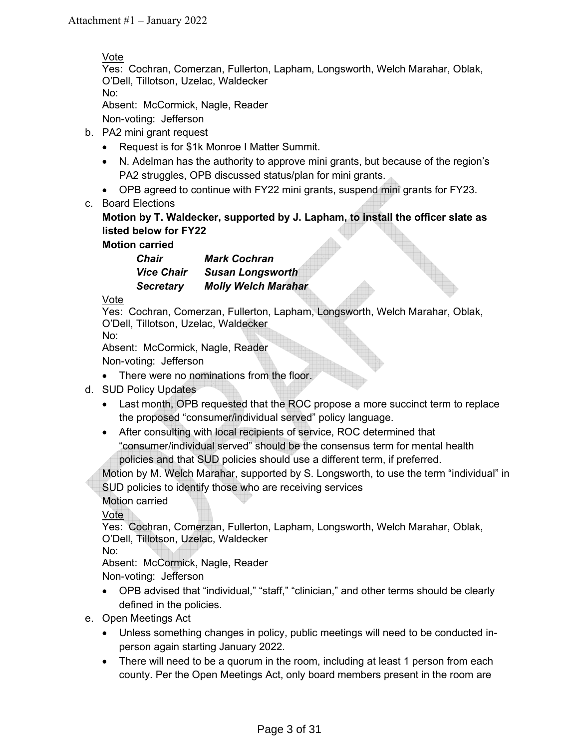Vote

Yes: Cochran, Comerzan, Fullerton, Lapham, Longsworth, Welch Marahar, Oblak, O'Dell, Tillotson, Uzelac, Waldecker
No:
Absent: McCormick, Nagle, Reader
Non-voting: Jefferson

b. PA2 mini grant request
   - Request is for $1k Monroe I Matter Summit.
   - N. Adelman has the authority to approve mini grants, but because of the region's PA2 struggles, OPB discussed status/plan for mini grants.
   - OPB agreed to continue with FY22 mini grants, suspend mini grants for FY23.

c. Board Elections

**Motion by T. Waldecker, supported by J. Lapham, to install the officer slate as listed below for FY22**
**Motion carried**

| | |
|---|---|
| ***Chair*** | ***Mark Cochran*** |
| ***Vice Chair*** | ***Susan Longsworth*** |
| ***Secretary*** | ***Molly Welch Marahar*** |

Vote

Yes: Cochran, Comerzan, Fullerton, Lapham, Longsworth, Welch Marahar, Oblak, O'Dell, Tillotson, Uzelac, Waldecker
No:
Absent: McCormick, Nagle, Reader
Non-voting: Jefferson

   - There were no nominations from the floor.

d. SUD Policy Updates
   - Last month, OPB requested that the ROC propose a more succinct term to replace the proposed "consumer/individual served" policy language.
   - After consulting with local recipients of service, ROC determined that "consumer/individual served" should be the consensus term for mental health policies and that SUD policies should use a different term, if preferred.

Motion by M. Welch Marahar, supported by S. Longsworth, to use the term "individual" in SUD policies to identify those who are receiving services
Motion carried

Vote

Yes: Cochran, Comerzan, Fullerton, Lapham, Longsworth, Welch Marahar, Oblak, O'Dell, Tillotson, Uzelac, Waldecker
No:
Absent: McCormick, Nagle, Reader
Non-voting: Jefferson

   - OPB advised that "individual," "staff," "clinician," and other terms should be clearly defined in the policies.

e. Open Meetings Act
   - Unless something changes in policy, public meetings will need to be conducted in-person again starting January 2022.
   - There will need to be a quorum in the room, including at least 1 person from each county. Per the Open Meetings Act, only board members present in the room are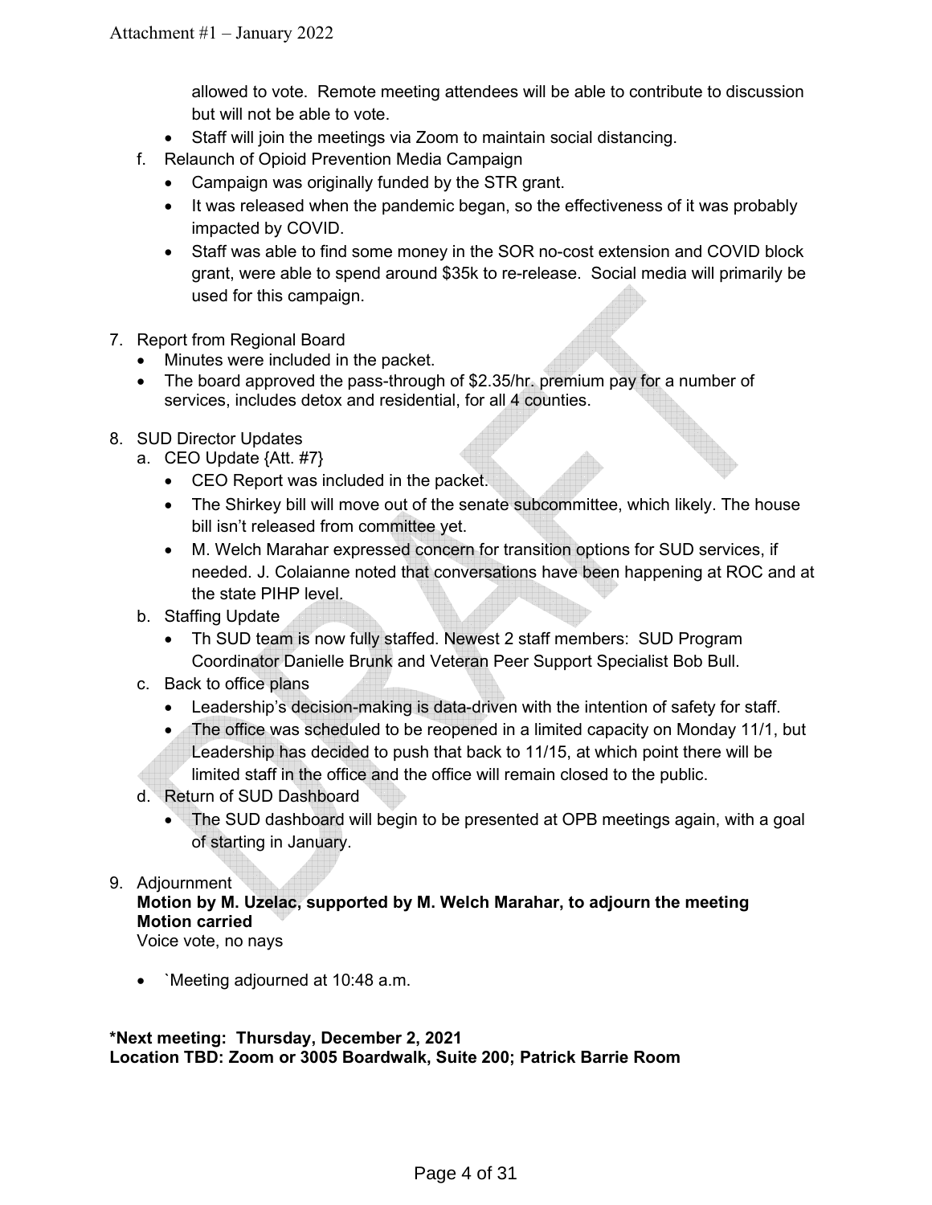allowed to vote. Remote meeting attendees will be able to contribute to discussion but will not be able to vote.

- Staff will join the meetings via Zoom to maintain social distancing.

f. Relaunch of Opioid Prevention Media Campaign
   - Campaign was originally funded by the STR grant.
   - It was released when the pandemic began, so the effectiveness of it was probably impacted by COVID.
   - Staff was able to find some money in the SOR no-cost extension and COVID block grant, were able to spend around $35k to re-release. Social media will primarily be used for this campaign.

7. Report from Regional Board
   - Minutes were included in the packet.
   - The board approved the pass-through of $2.35/hr. premium pay for a number of services, includes detox and residential, for all 4 counties.

8. SUD Director Updates
   a. CEO Update {Att. #7}
      - CEO Report was included in the packet.
      - The Shirkey bill will move out of the senate subcommittee, which likely. The house bill isn't released from committee yet.
      - M. Welch Marahar expressed concern for transition options for SUD services, if needed. J. Colaianne noted that conversations have been happening at ROC and at the state PIHP level.

   b. Staffing Update
      - Th SUD team is now fully staffed. Newest 2 staff members: SUD Program Coordinator Danielle Brunk and Veteran Peer Support Specialist Bob Bull.

   c. Back to office plans
      - Leadership's decision-making is data-driven with the intention of safety for staff.
      - The office was scheduled to be reopened in a limited capacity on Monday 11/1, but Leadership has decided to push that back to 11/15, at which point there will be limited staff in the office and the office will remain closed to the public.

   d. Return of SUD Dashboard
      - The SUD dashboard will begin to be presented at OPB meetings again, with a goal of starting in January.

9. Adjournment

**Motion by M. Uzelac, supported by M. Welch Marahar, to adjourn the meeting**
**Motion carried**
Voice vote, no nays

- `Meeting adjourned at 10:48 a.m.

**\*Next meeting: Thursday, December 2, 2021**
**Location TBD: Zoom or 3005 Boardwalk, Suite 200; Patrick Barrie Room**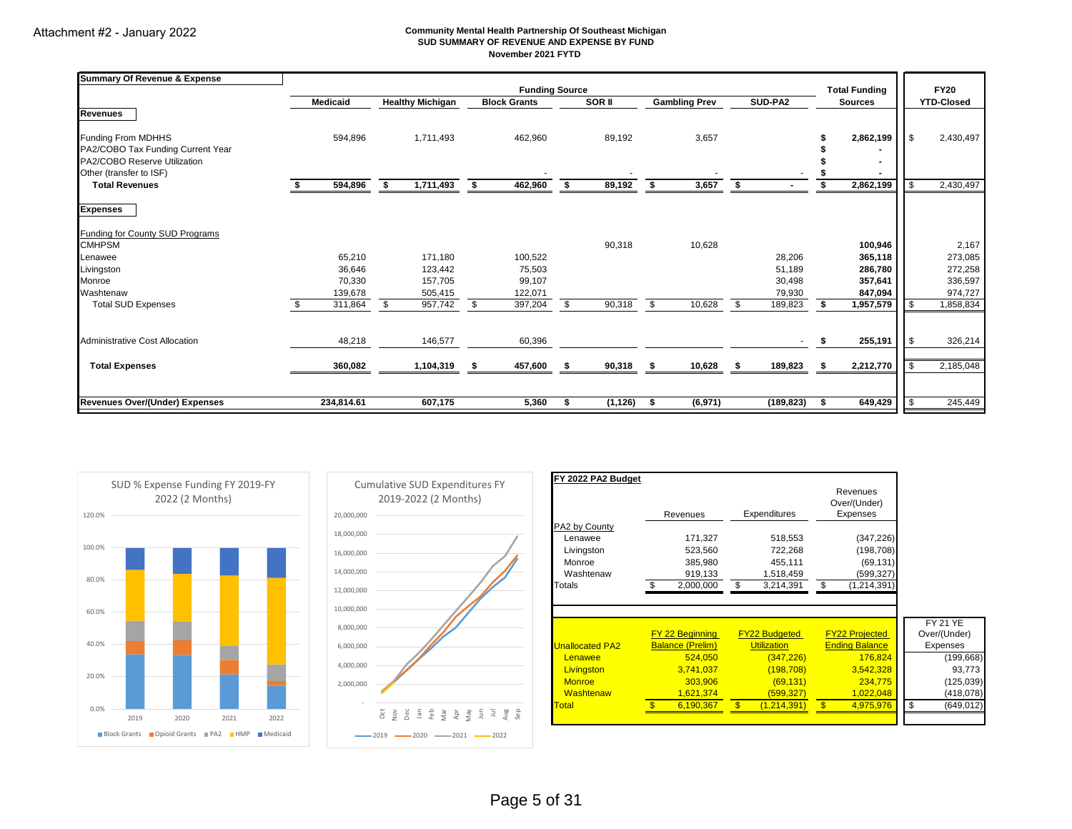Attachment #2 - January 2022

**Community Mental Health Partnership Of Southeast Michigan**
**SUD SUMMARY OF REVENUE AND EXPENSE BY FUND**
**November 2021 FYTD**

| Summary Of Revenue & Expense | Funding Source | | | | | | Total Funding | FY20 |
|---|---|---|---|---|---|---|---|---|
| | Medicaid | Healthy Michigan | Block Grants | SOR II | Gambling Prev | SUD-PA2 | Sources | YTD-Closed |
| **Revenues** | | | | | | | | |
| Funding From MDHHS | 594,896 | 1,711,493 | 462,960 | 89,192 | 3,657 | | $ 2,862,199 | $ 2,430,497 |
| PA2/COBO Tax Funding Current Year | | | | | | | $ - | |
| PA2/COBO Reserve Utilization | | | | | | | $ - | |
| Other (transfer to ISF) | | | - | - | - | - | $ - | |
| **Total Revenues** | $ 594,896 | $ 1,711,493 | $ 462,960 | $ 89,192 | $ 3,657 | $ - | $ 2,862,199 | $ 2,430,497 |
| **Expenses** | | | | | | | | |
| Funding for County SUD Programs | | | | | | | | |
| CMHPSM | | | | 90,318 | 10,628 | | 100,946 | 2,167 |
| Lenawee | 65,210 | 171,180 | 100,522 | | | 28,206 | 365,118 | 273,085 |
| Livingston | 36,646 | 123,442 | 75,503 | | | 51,189 | 286,780 | 272,258 |
| Monroe | 70,330 | 157,705 | 99,107 | | | 30,498 | 357,641 | 336,597 |
| Washtenaw | 139,678 | 505,415 | 122,071 | | | 79,930 | 847,094 | 974,727 |
| Total SUD Expenses | $ 311,864 | $ 957,742 | $ 397,204 | $ 90,318 | $ 10,628 | $ 189,823 | $ 1,957,579 | $ 1,858,834 |
| Administrative Cost Allocation | 48,218 | 146,577 | 60,396 | | | - | $ 255,191 | $ 326,214 |
| **Total Expenses** | 360,082 | 1,104,319 | $ 457,600 | $ 90,318 | $ 10,628 | $ 189,823 | $ 2,212,770 | $ 2,185,048 |
| **Revenues Over/(Under) Expenses** | 234,814.61 | 607,175 | 5,360 | $ (1,126) | $ (6,971) | (189,823) | $ 649,429 | $ 245,449 |

SUD % Expense Funding FY 2019-FY 2022 (2 Months)

Cumulative SUD Expenditures FY 2019-2022 (2 Months)

**FY 2022 PA2 Budget**

| PA2 by County | Revenues | Expenditures | Revenues Over/(Under) Expenses |
|---|---|---|---|
| Lenawee | 171,327 | 518,553 | (347,226) |
| Livingston | 523,560 | 722,268 | (198,708) |
| Monroe | 385,980 | 455,111 | (69,131) |
| Washtenaw | 919,133 | 1,518,459 | (599,327) |
| Totals | $ 2,000,000 | $ 3,214,391 | $ (1,214,391) |

| Unallocated PA2 | FY 22 Beginning Balance (Prelim) | FY22 Budgeted Utilization | FY22 Projected Ending Balance | FY 21 YE Over/(Under) Expenses |
|---|---|---|---|---|
| Lenawee | 524,050 | (347,226) | 176,824 | (199,668) |
| Livingston | 3,741,037 | (198,708) | 3,542,328 | 93,773 |
| Monroe | 303,906 | (69,131) | 234,775 | (125,039) |
| Washtenaw | 1,621,374 | (599,327) | 1,022,048 | (418,078) |
| Total | $ 6,190,367 | $ (1,214,391) | $ 4,975,976 | $ (649,012) |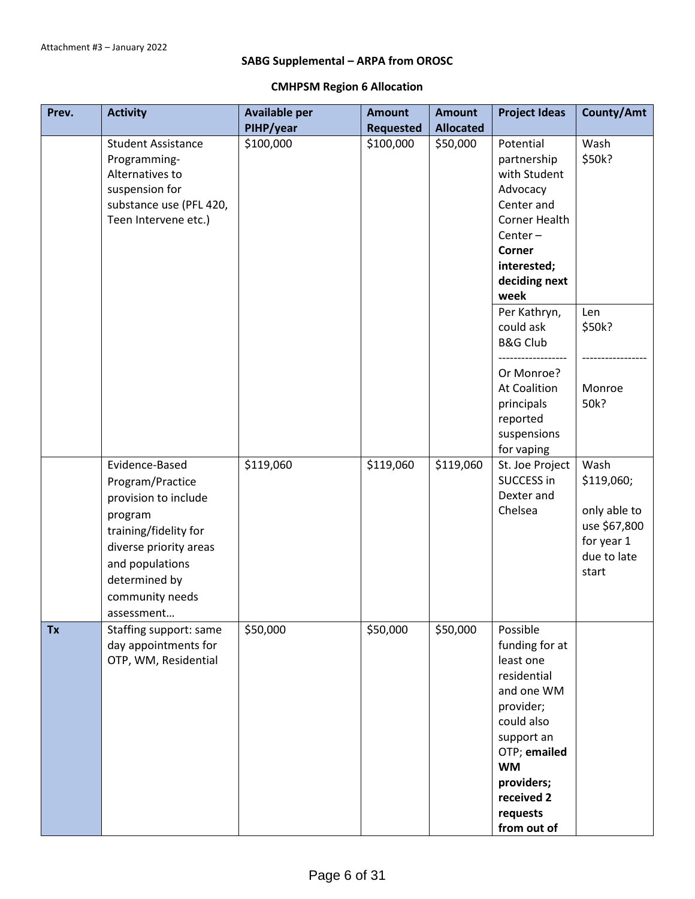Attachment #3 – January 2022

**SABG Supplemental – ARPA from OROSC**

**CMHPSM Region 6 Allocation**

| Prev. | Activity | Available per PIHP/year | Amount Requested | Amount Allocated | Project Ideas | County/Amt |
|---|---|---|---|---|---|---|
| | Student Assistance Programming- Alternatives to suspension for substance use (PFL 420, Teen Intervene etc.) | $100,000 | $100,000 | $50,000 | Potential partnership with Student Advocacy Center and Corner Health Center – **Corner interested; deciding next week** | Wash $50k? |
| | | | | | Per Kathryn, could ask B&G Club<br>------------------<br>Or Monroe? At Coalition principals reported suspensions for vaping | Len $50k?<br>-----------------<br>Monroe 50k? |
| | Evidence-Based Program/Practice provision to include program training/fidelity for diverse priority areas and populations determined by community needs assessment… | $119,060 | $119,060 | $119,060 | St. Joe Project SUCCESS in Dexter and Chelsea | Wash $119,060; only able to use $67,800 for year 1 due to late start |
| **Tx** | Staffing support: same day appointments for OTP, WM, Residential | $50,000 | $50,000 | $50,000 | Possible funding for at least one residential and one WM provider; could also support an OTP; **emailed WM providers; received 2 requests from out of** | |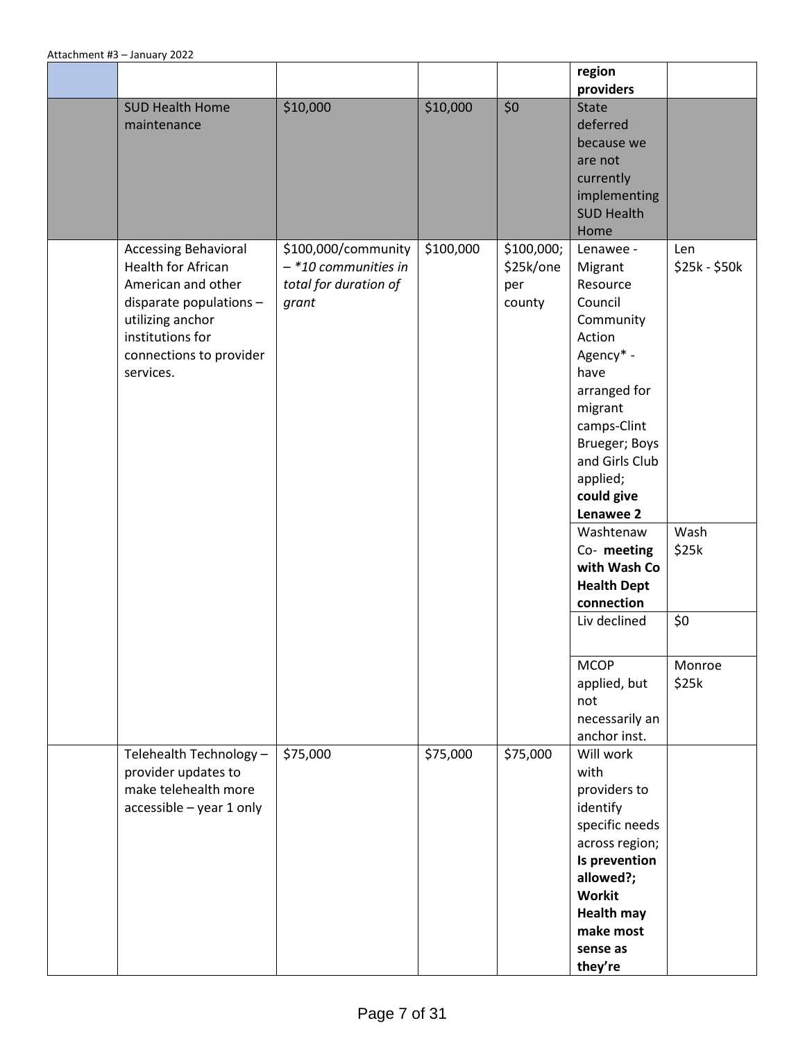Attachment #3 – January 2022

| | | | | | | |
|---|---|---|---|---|---|---|
| | | | | | **region providers** | |
| | SUD Health Home maintenance | $10,000 | $10,000 | $0 | State deferred because we are not currently implementing SUD Health Home | |
| | Accessing Behavioral Health for African American and other disparate populations – utilizing anchor institutions for connections to provider services. | $100,000/community – *\*10 communities in total for duration of grant* | $100,000 | $100,000; $25k/one per county | Lenawee - Migrant Resource Council Community Action Agency* - have arranged for migrant camps-Clint Brueger; Boys and Girls Club applied; **could give Lenawee 2** | Len $25k - $50k |
| | | | | | Washtenaw Co- **meeting with Wash Co Health Dept connection** | Wash $25k |
| | | | | | Liv declined | $0 |
| | | | | | MCOP applied, but not necessarily an anchor inst. | Monroe $25k |
| | Telehealth Technology – provider updates to make telehealth more accessible – year 1 only | $75,000 | $75,000 | $75,000 | Will work with providers to identify specific needs across region; **Is prevention allowed?; Workit Health may make most sense as they're** | |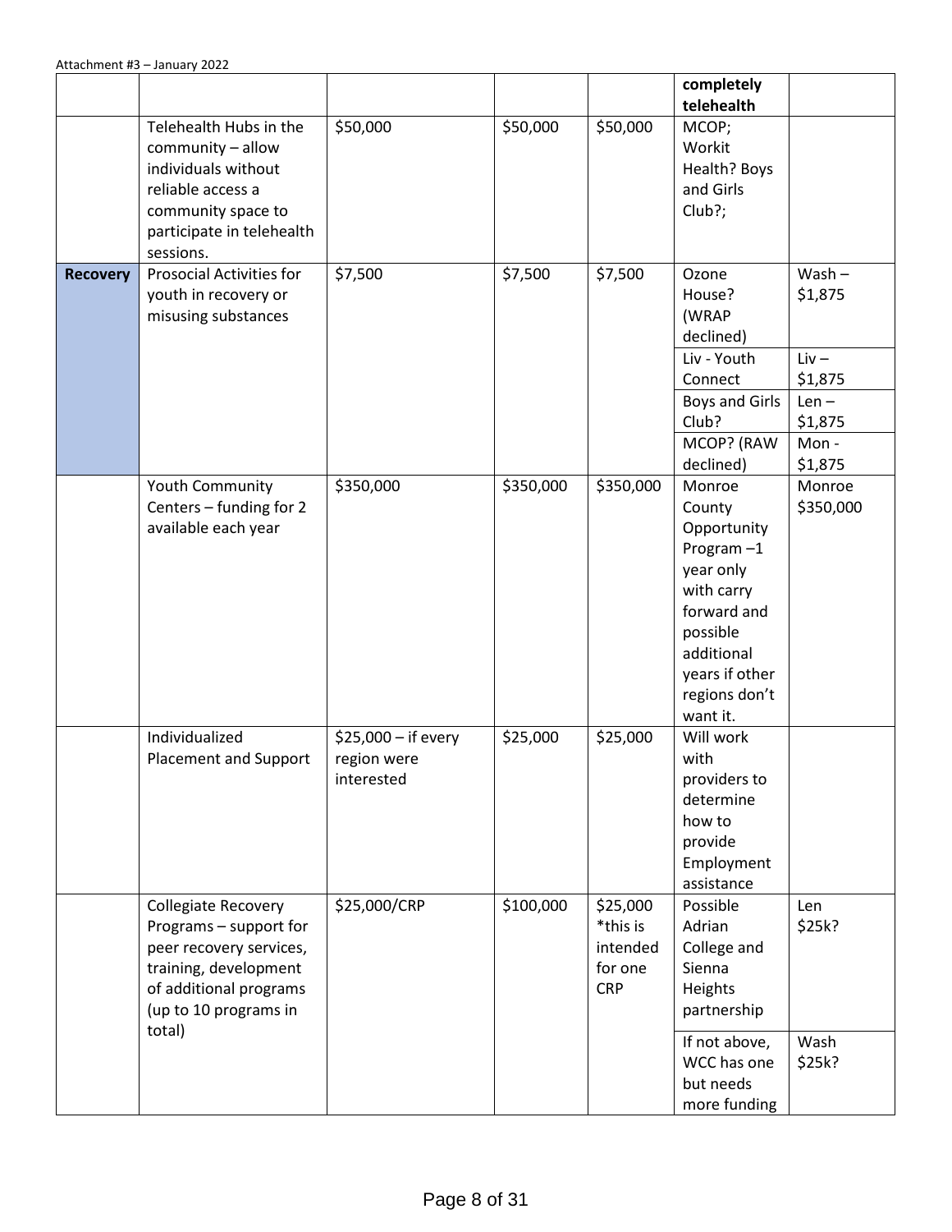Attachment #3 – January 2022

| | | | | | | |
|---|---|---|---|---|---|---|
| | | | | | **completely telehealth** | |
| | Telehealth Hubs in the community – allow individuals without reliable access a community space to participate in telehealth sessions. | $50,000 | $50,000 | $50,000 | MCOP; Workit Health? Boys and Girls Club?; | |
| **Recovery** | Prosocial Activities for youth in recovery or misusing substances | $7,500 | $7,500 | $7,500 | Ozone House? (WRAP declined) | Wash – $1,875 |
| | | | | | Liv - Youth Connect | Liv – $1,875 |
| | | | | | Boys and Girls Club? | Len – $1,875 |
| | | | | | MCOP? (RAW declined) | Mon - $1,875 |
| | Youth Community Centers – funding for 2 available each year | $350,000 | $350,000 | $350,000 | Monroe County Opportunity Program –1 year only with carry forward and possible additional years if other regions don't want it. | Monroe $350,000 |
| | Individualized Placement and Support | $25,000 – if every region were interested | $25,000 | $25,000 | Will work with providers to determine how to provide Employment assistance | |
| | Collegiate Recovery Programs – support for peer recovery services, training, development of additional programs (up to 10 programs in total) | $25,000/CRP | $100,000 | $25,000 *this is intended for one CRP | Possible Adrian College and Sienna Heights partnership | Len $25k? |
| | | | | | If not above, WCC has one but needs more funding | Wash $25k? |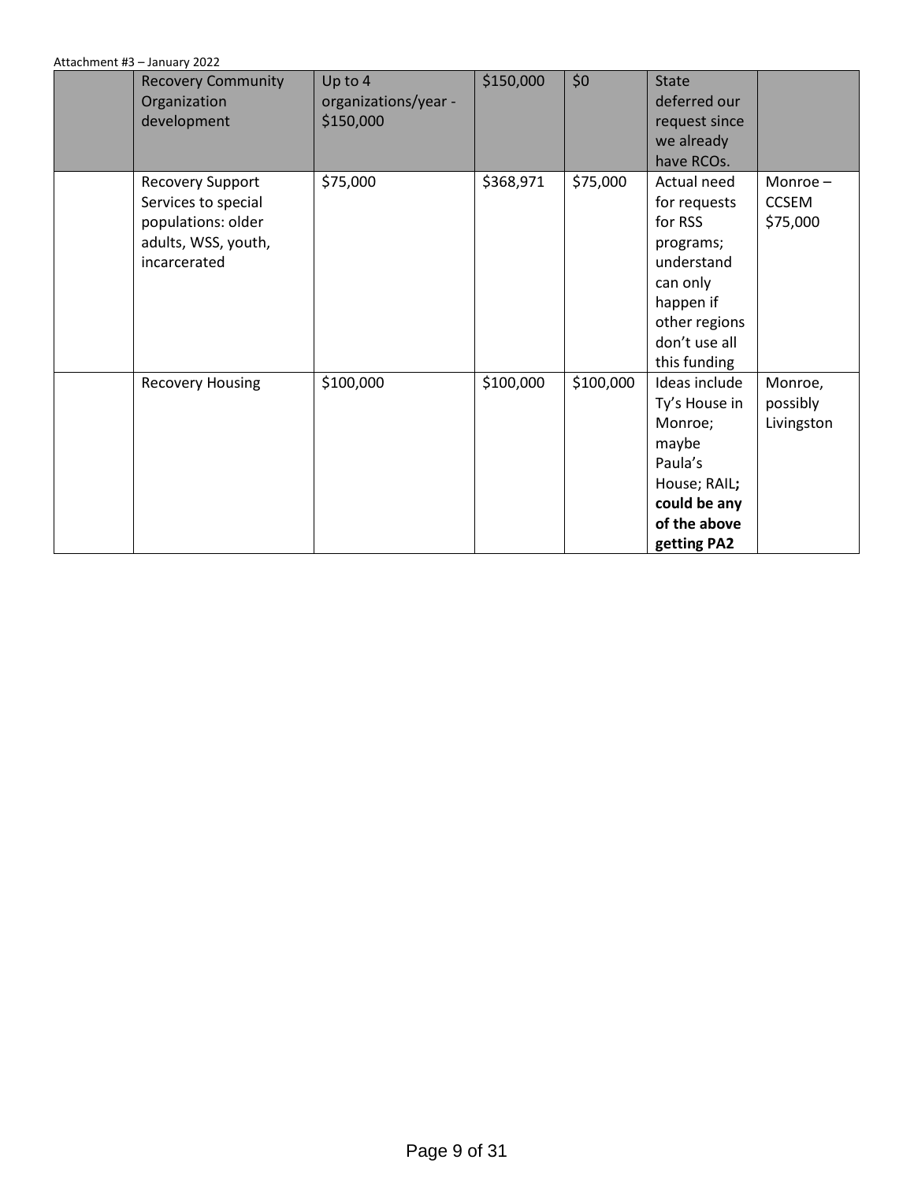Attachment #3 – January 2022

| | | | | | | |
|---|---|---|---|---|---|---|
| | Recovery Community Organization development | Up to 4 organizations/year - $150,000 | $150,000 | $0 | State deferred our request since we already have RCOs. | |
| | Recovery Support Services to special populations: older adults, WSS, youth, incarcerated | $75,000 | $368,971 | $75,000 | Actual need for requests for RSS programs; understand can only happen if other regions don't use all this funding | Monroe – CCSEM $75,000 |
| | Recovery Housing | $100,000 | $100,000 | $100,000 | Ideas include Ty's House in Monroe; maybe Paula's House; RAIL**; could be any of the above getting PA2** | Monroe, possibly Livingston |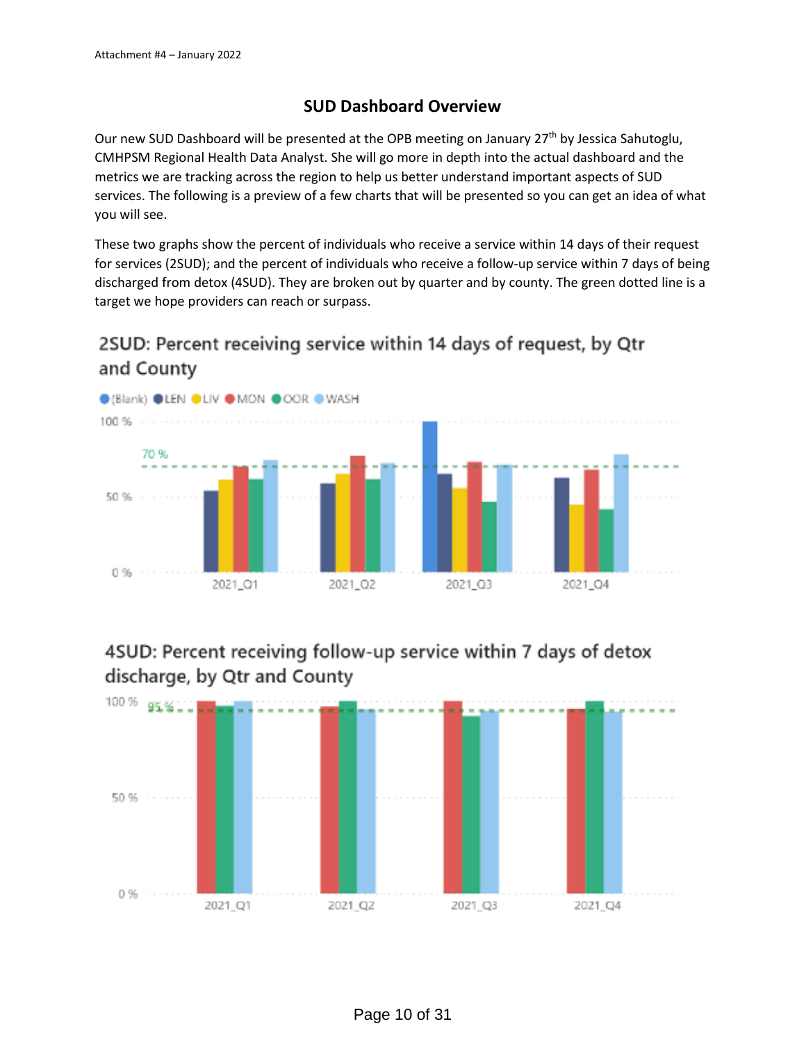Attachment #4 – January 2022

## SUD Dashboard Overview

Our new SUD Dashboard will be presented at the OPB meeting on January 27th by Jessica Sahutoglu, CMHPSM Regional Health Data Analyst. She will go more in depth into the actual dashboard and the metrics we are tracking across the region to help us better understand important aspects of SUD services. The following is a preview of a few charts that will be presented so you can get an idea of what you will see.

These two graphs show the percent of individuals who receive a service within 14 days of their request for services (2SUD); and the percent of individuals who receive a follow-up service within 7 days of being discharged from detox (4SUD). They are broken out by quarter and by county. The green dotted line is a target we hope providers can reach or surpass.

### 2SUD: Percent receiving service within 14 days of request, by Qtr and County

(Blank) LEN LIV MON OOR WASH

100 %

70 %

50 %

0 %

2021_Q1 2021_Q2 2021_Q3 2021_Q4

### 4SUD: Percent receiving follow-up service within 7 days of detox discharge, by Qtr and County

100 %

95 %

50 %

0 %

2021_Q1 2021_Q2 2021_Q3 2021_Q4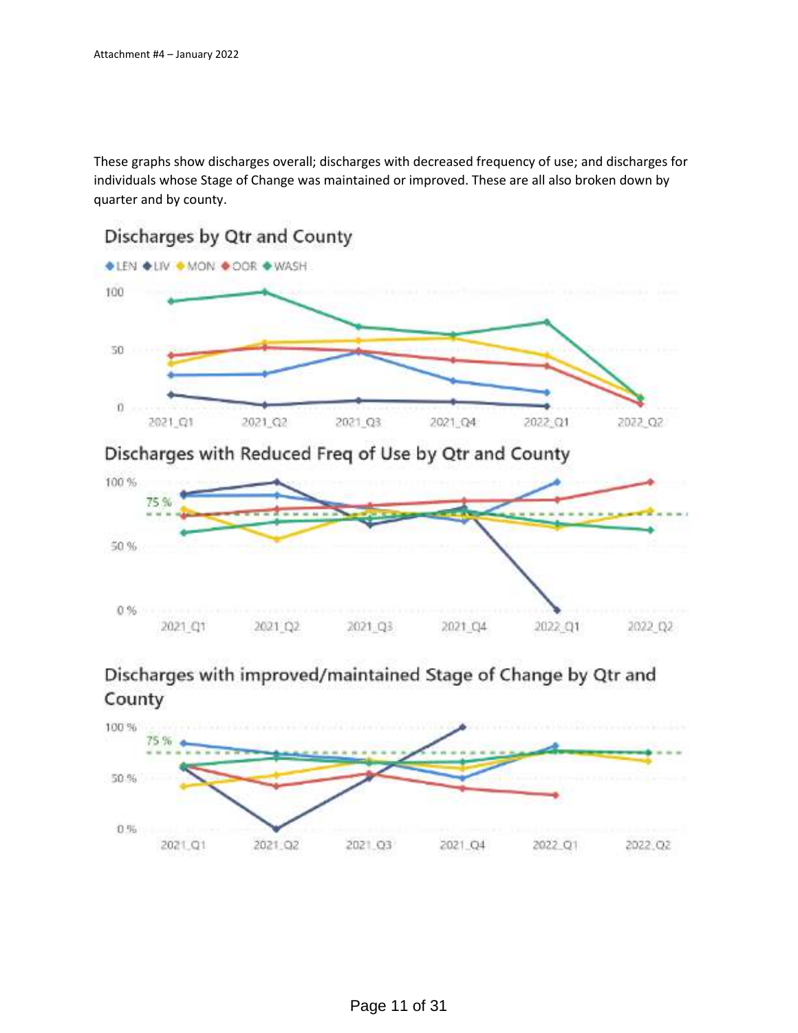These graphs show discharges overall; discharges with decreased frequency of use; and discharges for individuals whose Stage of Change was maintained or improved. These are all also broken down by quarter and by county.

## Discharges by Qtr and County

◆LEN ◆LIV ◆MON ◆OOR ◆WASH

## Discharges with Reduced Freq of Use by Qtr and County

## Discharges with improved/maintained Stage of Change by Qtr and County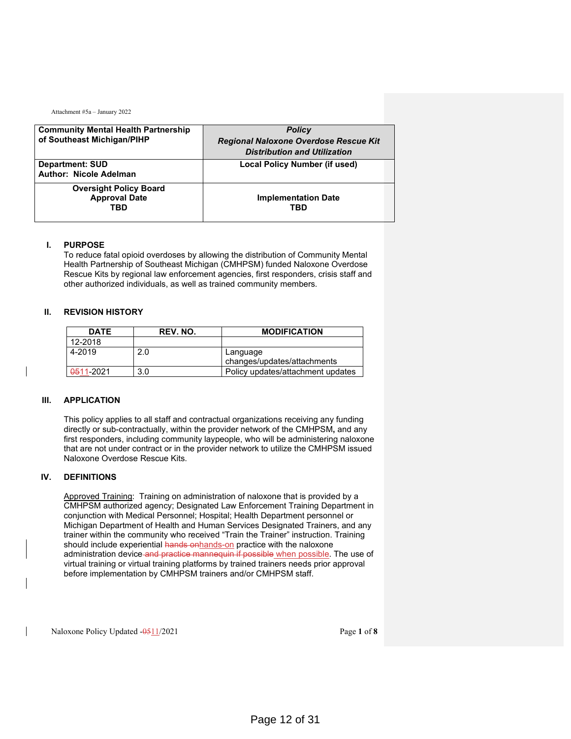Attachment #5a – January 2022

| Community Mental Health Partnership of Southeast Michigan/PIHP | ***Policy Regional Naloxone Overdose Rescue Kit Distribution and Utilization*** |
|---|---|
| **Department: SUD**<br>**Author: Nicole Adelman** | **Local Policy Number (if used)** |
| **Oversight Policy Board Approval Date TBD** | **Implementation Date TBD** |

## I. PURPOSE

To reduce fatal opioid overdoses by allowing the distribution of Community Mental Health Partnership of Southeast Michigan (CMHPSM) funded Naloxone Overdose Rescue Kits by regional law enforcement agencies, first responders, crisis staff and other authorized individuals, as well as trained community members.

## II. REVISION HISTORY

| DATE | REV. NO. | MODIFICATION |
|---|---|---|
| 12-2018 | | |
| 4-2019 | 2.0 | Language changes/updates/attachments |
| ~~05~~11-2021 | 3.0 | Policy updates/attachment updates |

## III. APPLICATION

This policy applies to all staff and contractual organizations receiving any funding directly or sub-contractually, within the provider network of the CMHPSM**,** and any first responders, including community laypeople, who will be administering naloxone that are not under contract or in the provider network to utilize the CMHPSM issued Naloxone Overdose Rescue Kits.

## IV. DEFINITIONS

Approved Training: Training on administration of naloxone that is provided by a CMHPSM authorized agency; Designated Law Enforcement Training Department in conjunction with Medical Personnel; Hospital; Health Department personnel or Michigan Department of Health and Human Services Designated Trainers, and any trainer within the community who received "Train the Trainer" instruction. Training should include experiential ~~hands on~~hands-on practice with the naloxone administration device ~~and practice mannequin if possible~~ when possible. The use of virtual training or virtual training platforms by trained trainers needs prior approval before implementation by CMHPSM trainers and/or CMHPSM staff.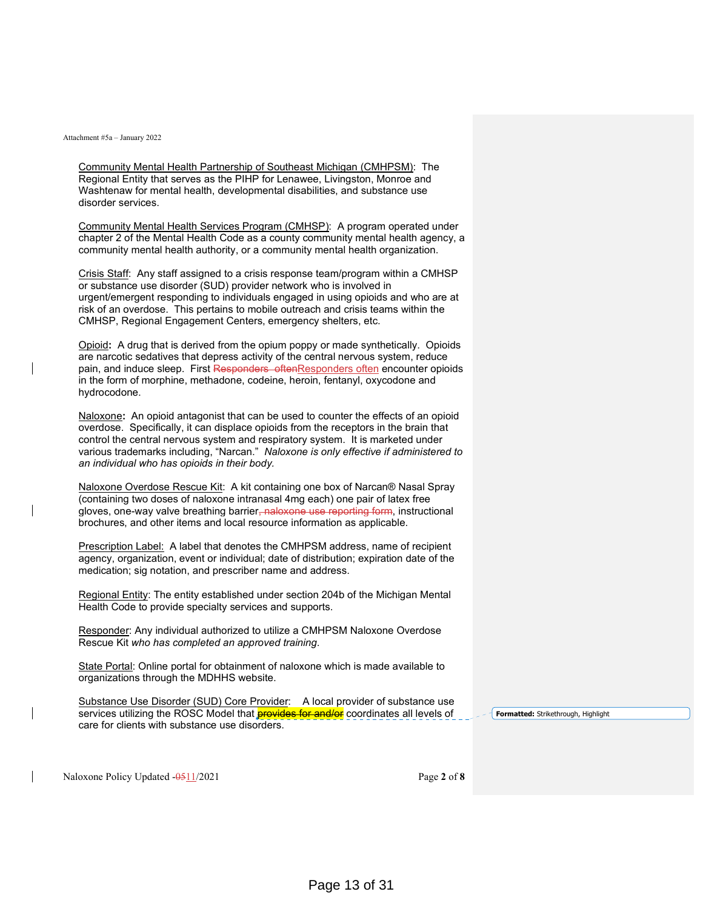Community Mental Health Partnership of Southeast Michigan (CMHPSM): The Regional Entity that serves as the PIHP for Lenawee, Livingston, Monroe and Washtenaw for mental health, developmental disabilities, and substance use disorder services.

Community Mental Health Services Program (CMHSP): A program operated under chapter 2 of the Mental Health Code as a county community mental health agency, a community mental health authority, or a community mental health organization.

Crisis Staff: Any staff assigned to a crisis response team/program within a CMHSP or substance use disorder (SUD) provider network who is involved in urgent/emergent responding to individuals engaged in using opioids and who are at risk of an overdose. This pertains to mobile outreach and crisis teams within the CMHSP, Regional Engagement Centers, emergency shelters, etc.

Opioid**:** A drug that is derived from the opium poppy or made synthetically. Opioids are narcotic sedatives that depress activity of the central nervous system, reduce pain, and induce sleep. First ~~Responders  often~~Responders often encounter opioids in the form of morphine, methadone, codeine, heroin, fentanyl, oxycodone and hydrocodone.

Naloxone**:** An opioid antagonist that can be used to counter the effects of an opioid overdose. Specifically, it can displace opioids from the receptors in the brain that control the central nervous system and respiratory system. It is marketed under various trademarks including, "Narcan." *Naloxone is only effective if administered to an individual who has opioids in their body.*

Naloxone Overdose Rescue Kit: A kit containing one box of Narcan® Nasal Spray (containing two doses of naloxone intranasal 4mg each) one pair of latex free gloves, one-way valve breathing barrier~~, naloxone use reporting form~~, instructional brochures, and other items and local resource information as applicable.

Prescription Label: A label that denotes the CMHPSM address, name of recipient agency, organization, event or individual; date of distribution; expiration date of the medication; sig notation, and prescriber name and address.

Regional Entity: The entity established under section 204b of the Michigan Mental Health Code to provide specialty services and supports.

Responder: Any individual authorized to utilize a CMHPSM Naloxone Overdose Rescue Kit *who has completed an approved training*.

State Portal: Online portal for obtainment of naloxone which is made available to organizations through the MDHHS website.

Substance Use Disorder (SUD) Core Provider: A local provider of substance use services utilizing the ROSC Model that ~~provides for and/or~~ coordinates all levels of care for clients with substance use disorders.

Formatted: Strikethrough, Highlight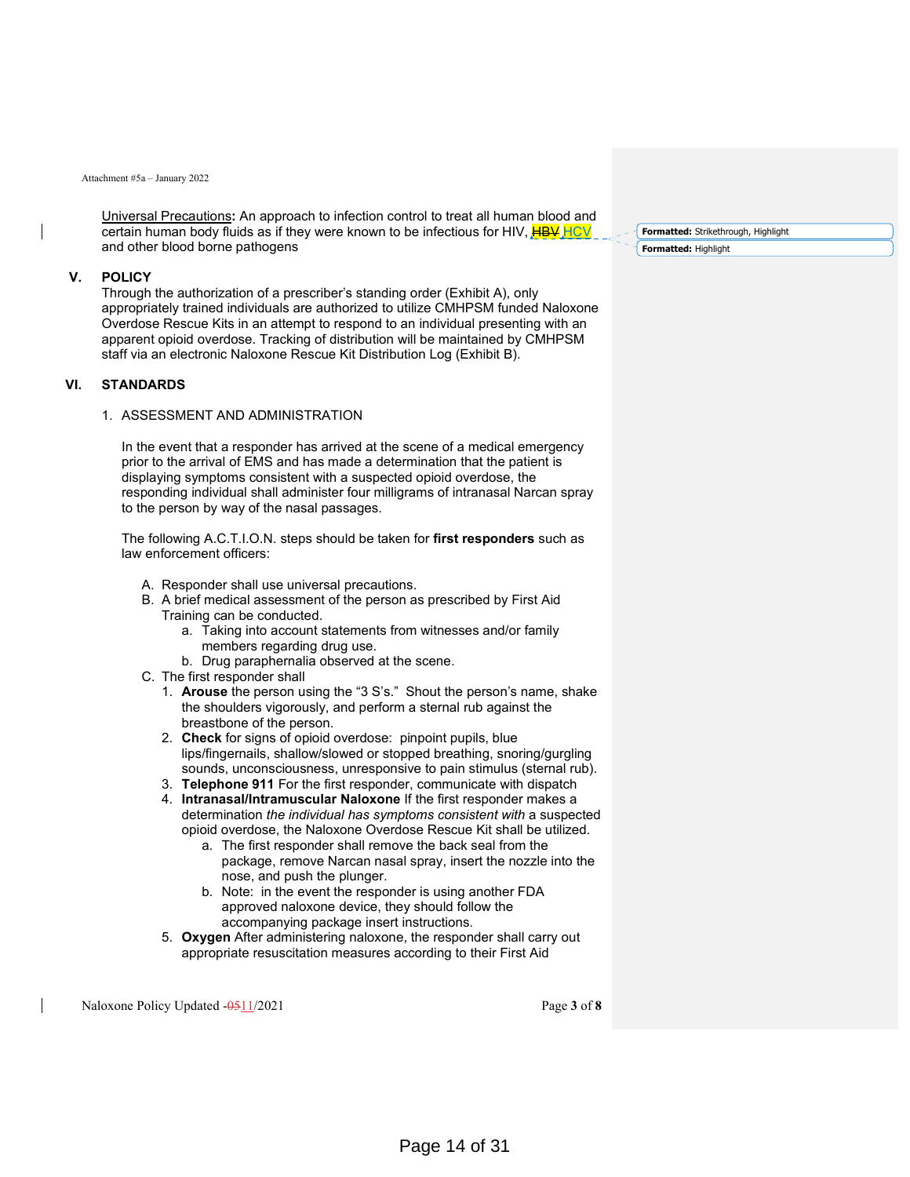Universal Precautions**:** An approach to infection control to treat all human blood and certain human body fluids as if they were known to be infectious for HIV, ~~HBV~~ HCV and other blood borne pathogens

## V. POLICY

Through the authorization of a prescriber's standing order (Exhibit A), only appropriately trained individuals are authorized to utilize CMHPSM funded Naloxone Overdose Rescue Kits in an attempt to respond to an individual presenting with an apparent opioid overdose. Tracking of distribution will be maintained by CMHPSM staff via an electronic Naloxone Rescue Kit Distribution Log (Exhibit B).

## VI. STANDARDS

1. ASSESSMENT AND ADMINISTRATION

   In the event that a responder has arrived at the scene of a medical emergency prior to the arrival of EMS and has made a determination that the patient is displaying symptoms consistent with a suspected opioid overdose, the responding individual shall administer four milligrams of intranasal Narcan spray to the person by way of the nasal passages.

   The following A.C.T.I.O.N. steps should be taken for **first responders** such as law enforcement officers:

   A. Responder shall use universal precautions.
   B. A brief medical assessment of the person as prescribed by First Aid Training can be conducted.
      a. Taking into account statements from witnesses and/or family members regarding drug use.
      b. Drug paraphernalia observed at the scene.
   C. The first responder shall
      1. **Arouse** the person using the "3 S's." Shout the person's name, shake the shoulders vigorously, and perform a sternal rub against the breastbone of the person.
      2. **Check** for signs of opioid overdose: pinpoint pupils, blue lips/fingernails, shallow/slowed or stopped breathing, snoring/gurgling sounds, unconsciousness, unresponsive to pain stimulus (sternal rub).
      3. **Telephone 911** For the first responder, communicate with dispatch
      4. **Intranasal/Intramuscular Naloxone** If the first responder makes a determination *the individual has symptoms consistent with* a suspected opioid overdose, the Naloxone Overdose Rescue Kit shall be utilized.
         a. The first responder shall remove the back seal from the package, remove Narcan nasal spray, insert the nozzle into the nose, and push the plunger.
         b. Note: in the event the responder is using another FDA approved naloxone device, they should follow the accompanying package insert instructions.
      5. **Oxygen** After administering naloxone, the responder shall carry out appropriate resuscitation measures according to their First Aid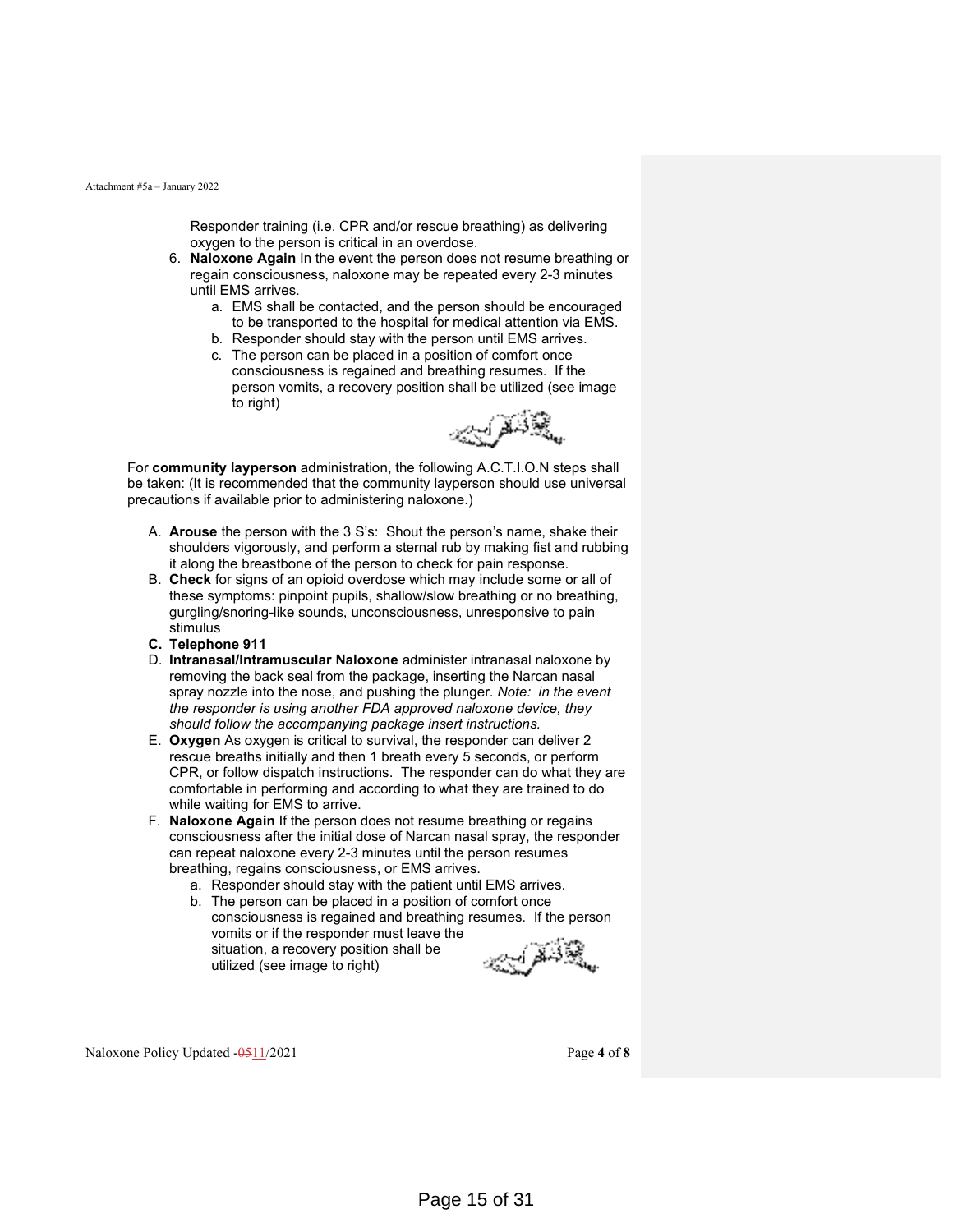Responder training (i.e. CPR and/or rescue breathing) as delivering oxygen to the person is critical in an overdose.

6. **Naloxone Again** In the event the person does not resume breathing or regain consciousness, naloxone may be repeated every 2-3 minutes until EMS arrives.
   a. EMS shall be contacted, and the person should be encouraged to be transported to the hospital for medical attention via EMS.
   b. Responder should stay with the person until EMS arrives.
   c. The person can be placed in a position of comfort once consciousness is regained and breathing resumes. If the person vomits, a recovery position shall be utilized (see image to right)

For **community layperson** administration, the following A.C.T.I.O.N steps shall be taken: (It is recommended that the community layperson should use universal precautions if available prior to administering naloxone.)

A. **Arouse** the person with the 3 S's: Shout the person's name, shake their shoulders vigorously, and perform a sternal rub by making fist and rubbing it along the breastbone of the person to check for pain response.
B. **Check** for signs of an opioid overdose which may include some or all of these symptoms: pinpoint pupils, shallow/slow breathing or no breathing, gurgling/snoring-like sounds, unconsciousness, unresponsive to pain stimulus
C. **Telephone 911**
D. **Intranasal/Intramuscular Naloxone** administer intranasal naloxone by removing the back seal from the package, inserting the Narcan nasal spray nozzle into the nose, and pushing the plunger. *Note: in the event the responder is using another FDA approved naloxone device, they should follow the accompanying package insert instructions.*
E. **Oxygen** As oxygen is critical to survival, the responder can deliver 2 rescue breaths initially and then 1 breath every 5 seconds, or perform CPR, or follow dispatch instructions. The responder can do what they are comfortable in performing and according to what they are trained to do while waiting for EMS to arrive.
F. **Naloxone Again** If the person does not resume breathing or regains consciousness after the initial dose of Narcan nasal spray, the responder can repeat naloxone every 2-3 minutes until the person resumes breathing, regains consciousness, or EMS arrives.
   a. Responder should stay with the patient until EMS arrives.
   b. The person can be placed in a position of comfort once consciousness is regained and breathing resumes. If the person vomits or if the responder must leave the situation, a recovery position shall be utilized (see image to right)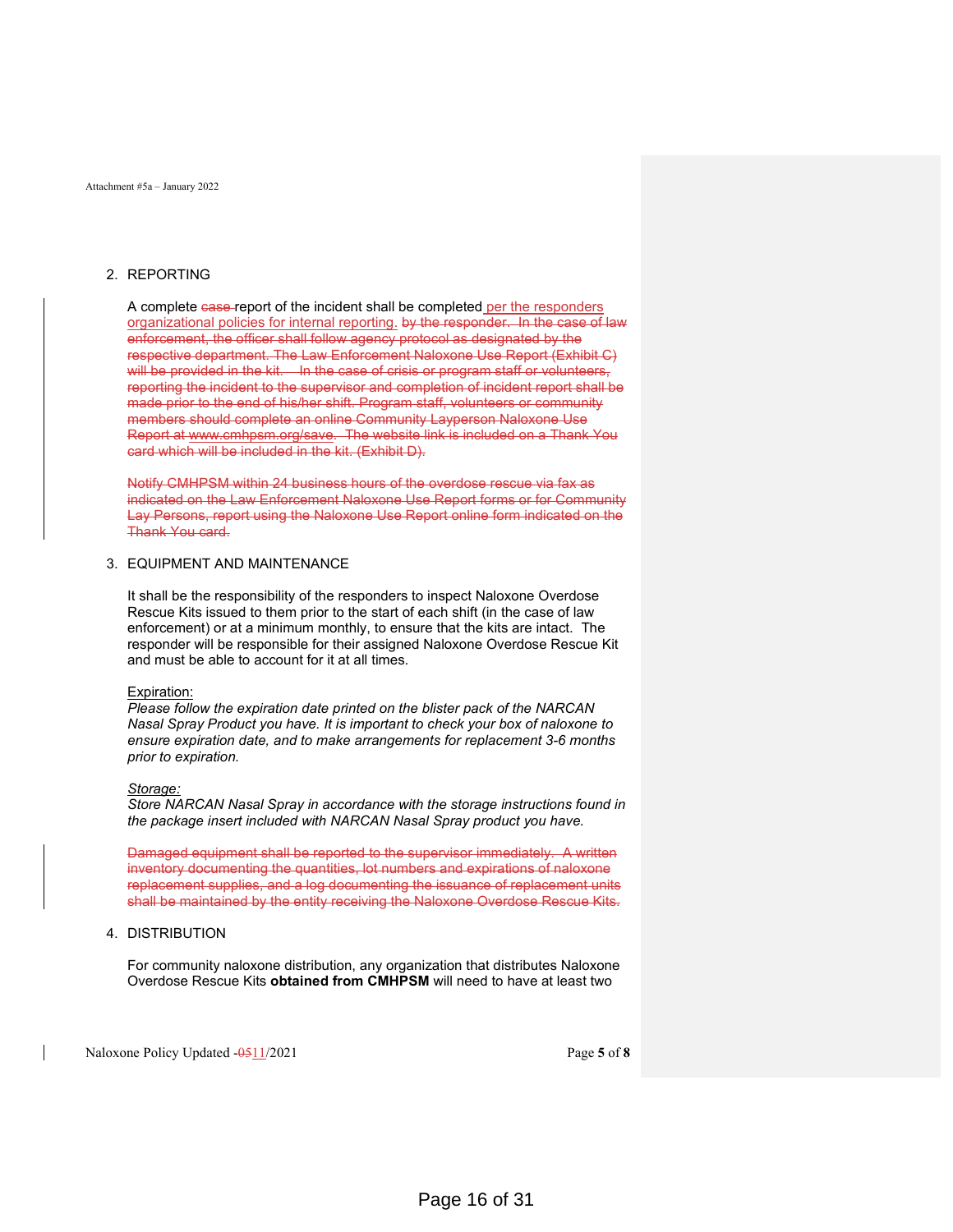2. REPORTING

   A complete ~~case~~ report of the incident shall be completed per the responders organizational policies for internal reporting. ~~by the responder. In the case of law enforcement, the officer shall follow agency protocol as designated by the respective department. The Law Enforcement Naloxone Use Report (Exhibit C) will be provided in the kit. In the case of crisis or program staff or volunteers, reporting the incident to the supervisor and completion of incident report shall be made prior to the end of his/her shift. Program staff, volunteers or community members should complete an online Community Layperson Naloxone Use Report at www.cmhpsm.org/save. The website link is included on a Thank You card which will be included in the kit. (Exhibit D).~~

   ~~Notify CMHPSM within 24 business hours of the overdose rescue via fax as indicated on the Law Enforcement Naloxone Use Report forms or for Community Lay Persons, report using the Naloxone Use Report online form indicated on the Thank You card.~~

3. EQUIPMENT AND MAINTENANCE

   It shall be the responsibility of the responders to inspect Naloxone Overdose Rescue Kits issued to them prior to the start of each shift (in the case of law enforcement) or at a minimum monthly, to ensure that the kits are intact. The responder will be responsible for their assigned Naloxone Overdose Rescue Kit and must be able to account for it at all times.

   Expiration:
   *Please follow the expiration date printed on the blister pack of the NARCAN Nasal Spray Product you have. It is important to check your box of naloxone to ensure expiration date, and to make arrangements for replacement 3-6 months prior to expiration.*

   *Storage:*
   *Store NARCAN Nasal Spray in accordance with the storage instructions found in the package insert included with NARCAN Nasal Spray product you have.*

   ~~Damaged equipment shall be reported to the supervisor immediately. A written inventory documenting the quantities, lot numbers and expirations of naloxone replacement supplies, and a log documenting the issuance of replacement units shall be maintained by the entity receiving the Naloxone Overdose Rescue Kits.~~

4. DISTRIBUTION

   For community naloxone distribution, any organization that distributes Naloxone Overdose Rescue Kits **obtained from CMHPSM** will need to have at least two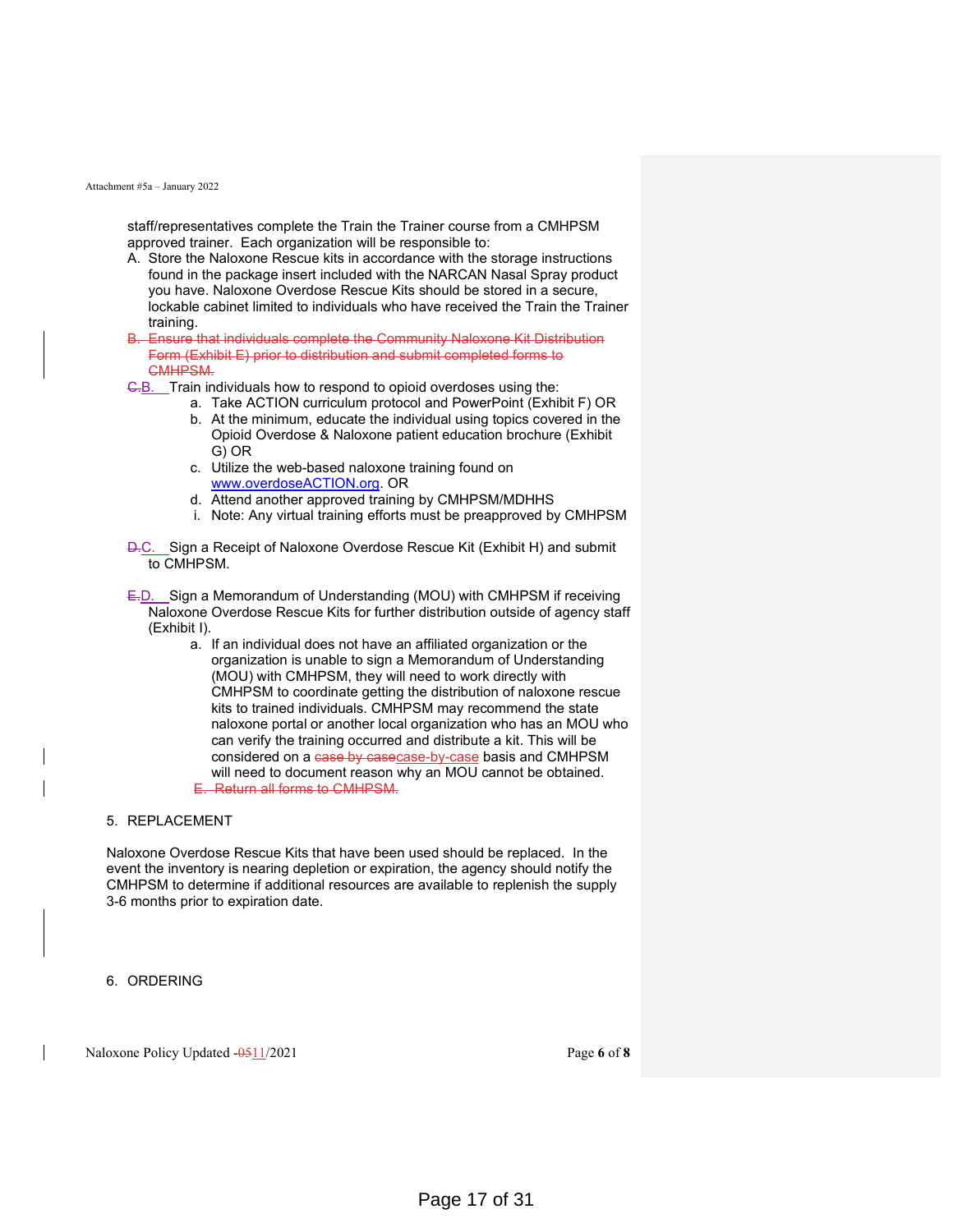staff/representatives complete the Train the Trainer course from a CMHPSM approved trainer. Each organization will be responsible to:

A. Store the Naloxone Rescue kits in accordance with the storage instructions found in the package insert included with the NARCAN Nasal Spray product you have. Naloxone Overdose Rescue Kits should be stored in a secure, lockable cabinet limited to individuals who have received the Train the Trainer training.

~~B. Ensure that individuals complete the Community Naloxone Kit Distribution Form (Exhibit E) prior to distribution and submit completed forms to CMHPSM.~~

~~C.~~B. Train individuals how to respond to opioid overdoses using the:
   a. Take ACTION curriculum protocol and PowerPoint (Exhibit F) OR
   b. At the minimum, educate the individual using topics covered in the Opioid Overdose & Naloxone patient education brochure (Exhibit G) OR
   c. Utilize the web-based naloxone training found on www.overdoseACTION.org. OR
   d. Attend another approved training by CMHPSM/MDHHS
   i. Note: Any virtual training efforts must be preapproved by CMHPSM

~~D.~~C. Sign a Receipt of Naloxone Overdose Rescue Kit (Exhibit H) and submit to CMHPSM.

~~E.~~D. Sign a Memorandum of Understanding (MOU) with CMHPSM if receiving Naloxone Overdose Rescue Kits for further distribution outside of agency staff (Exhibit I).
   a. If an individual does not have an affiliated organization or the organization is unable to sign a Memorandum of Understanding (MOU) with CMHPSM, they will need to work directly with CMHPSM to coordinate getting the distribution of naloxone rescue kits to trained individuals. CMHPSM may recommend the state naloxone portal or another local organization who has an MOU who can verify the training occurred and distribute a kit. This will be considered on a ~~case by case~~case-by-case basis and CMHPSM will need to document reason why an MOU cannot be obtained.
   ~~E. Return all forms to CMHPSM.~~

5. REPLACEMENT

Naloxone Overdose Rescue Kits that have been used should be replaced. In the event the inventory is nearing depletion or expiration, the agency should notify the CMHPSM to determine if additional resources are available to replenish the supply 3-6 months prior to expiration date.

6. ORDERING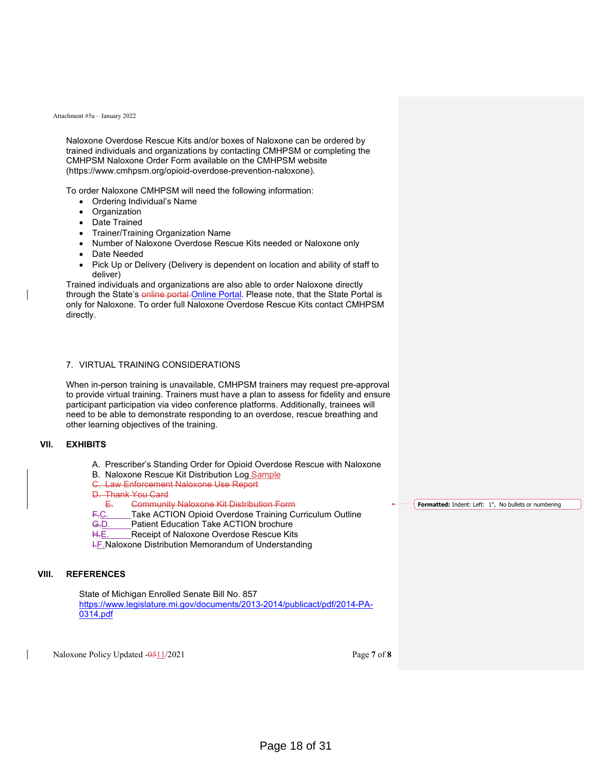Naloxone Overdose Rescue Kits and/or boxes of Naloxone can be ordered by trained individuals and organizations by contacting CMHPSM or completing the CMHPSM Naloxone Order Form available on the CMHPSM website (https://www.cmhpsm.org/opioid-overdose-prevention-naloxone).

To order Naloxone CMHPSM will need the following information:

- Ordering Individual's Name
- Organization
- Date Trained
- Trainer/Training Organization Name
- Number of Naloxone Overdose Rescue Kits needed or Naloxone only
- Date Needed
- Pick Up or Delivery (Delivery is dependent on location and ability of staff to deliver)

Trained individuals and organizations are also able to order Naloxone directly through the State's ~~online portal~~ Online Portal. Please note, that the State Portal is only for Naloxone. To order full Naloxone Overdose Rescue Kits contact CMHPSM directly.

7. VIRTUAL TRAINING CONSIDERATIONS

When in-person training is unavailable, CMHPSM trainers may request pre-approval to provide virtual training. Trainers must have a plan to assess for fidelity and ensure participant participation via video conference platforms. Additionally, trainees will need to be able to demonstrate responding to an overdose, rescue breathing and other learning objectives of the training.

## VII. EXHIBITS

A. Prescriber's Standing Order for Opioid Overdose Rescue with Naloxone
B. Naloxone Rescue Kit Distribution Log Sample
~~C. Law Enforcement Naloxone Use Report~~
~~D. Thank You Card~~
~~E. Community Naloxone Kit Distribution Form~~
~~F.~~C. Take ACTION Opioid Overdose Training Curriculum Outline
~~G.~~D. Patient Education Take ACTION brochure
~~H.~~E. Receipt of Naloxone Overdose Rescue Kits
~~I.~~F. Naloxone Distribution Memorandum of Understanding

Formatted: Indent: Left: 1", No bullets or numbering

## VIII. REFERENCES

State of Michigan Enrolled Senate Bill No. 857
https://www.legislature.mi.gov/documents/2013-2014/publicact/pdf/2014-PA-0314.pdf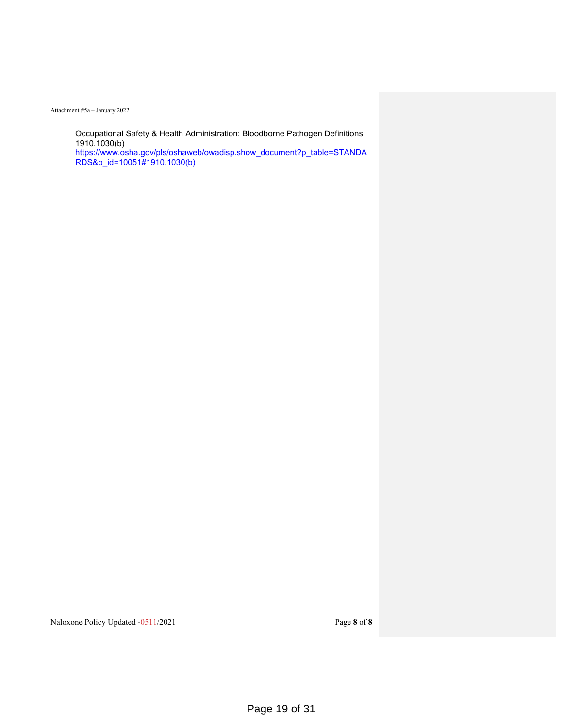Occupational Safety & Health Administration: Bloodborne Pathogen Definitions 1910.1030(b)
https://www.osha.gov/pls/oshaweb/owadisp.show_document?p_table=STANDARDS&p_id=10051#1910.1030(b)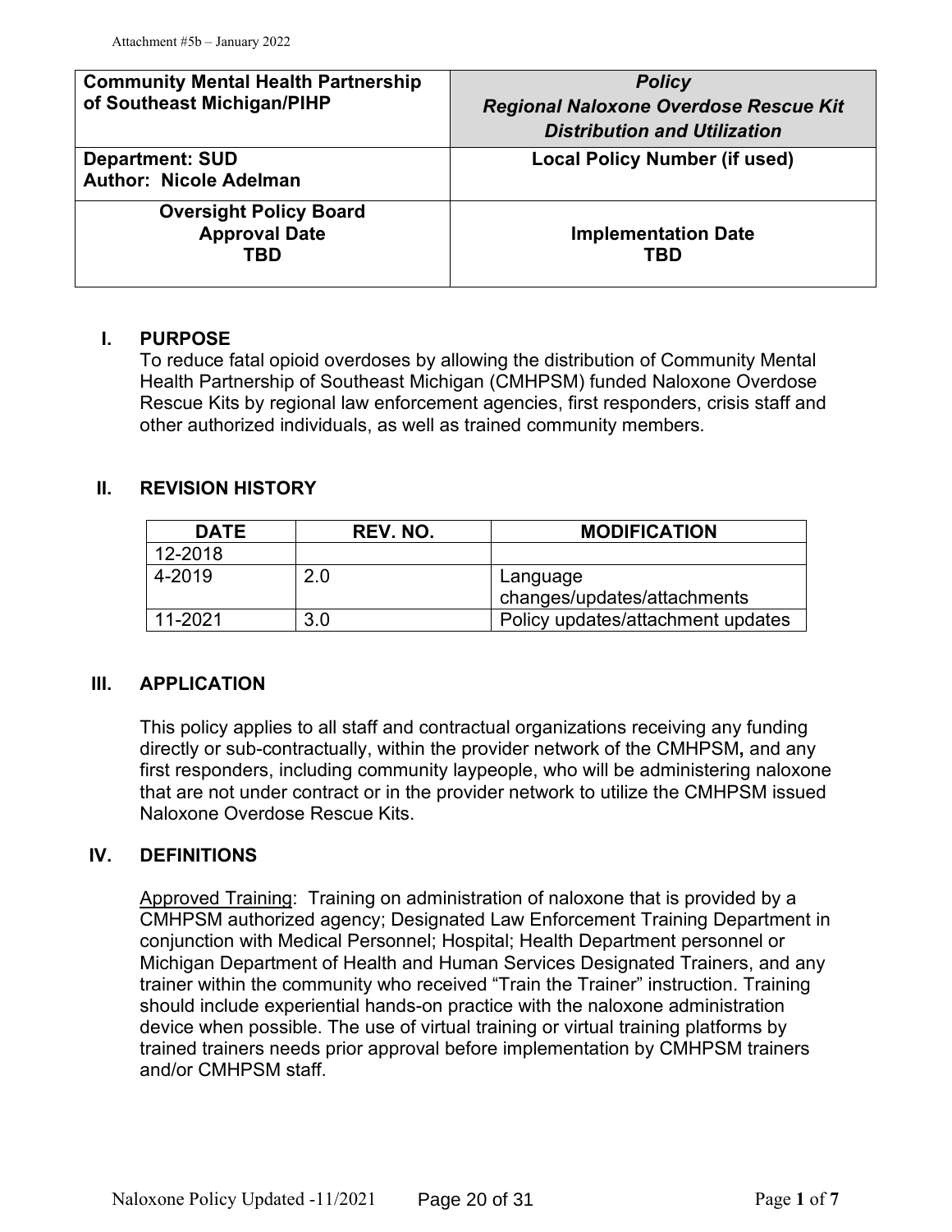Attachment #5b – January 2022

| **Community Mental Health Partnership of Southeast Michigan/PIHP** | ***Policy Regional Naloxone Overdose Rescue Kit Distribution and Utilization*** |
|---|---|
| **Department: SUD**<br>**Author: Nicole Adelman** | **Local Policy Number (if used)** |
| **Oversight Policy Board Approval Date TBD** | **Implementation Date TBD** |

## I. PURPOSE

To reduce fatal opioid overdoses by allowing the distribution of Community Mental Health Partnership of Southeast Michigan (CMHPSM) funded Naloxone Overdose Rescue Kits by regional law enforcement agencies, first responders, crisis staff and other authorized individuals, as well as trained community members.

## II. REVISION HISTORY

| DATE | REV. NO. | MODIFICATION |
|---|---|---|
| 12-2018 | | |
| 4-2019 | 2.0 | Language changes/updates/attachments |
| 11-2021 | 3.0 | Policy updates/attachment updates |

## III. APPLICATION

This policy applies to all staff and contractual organizations receiving any funding directly or sub-contractually, within the provider network of the CMHPSM**,** and any first responders, including community laypeople, who will be administering naloxone that are not under contract or in the provider network to utilize the CMHPSM issued Naloxone Overdose Rescue Kits.

## IV. DEFINITIONS

Approved Training: Training on administration of naloxone that is provided by a CMHPSM authorized agency; Designated Law Enforcement Training Department in conjunction with Medical Personnel; Hospital; Health Department personnel or Michigan Department of Health and Human Services Designated Trainers, and any trainer within the community who received "Train the Trainer" instruction. Training should include experiential hands-on practice with the naloxone administration device when possible. The use of virtual training or virtual training platforms by trained trainers needs prior approval before implementation by CMHPSM trainers and/or CMHPSM staff.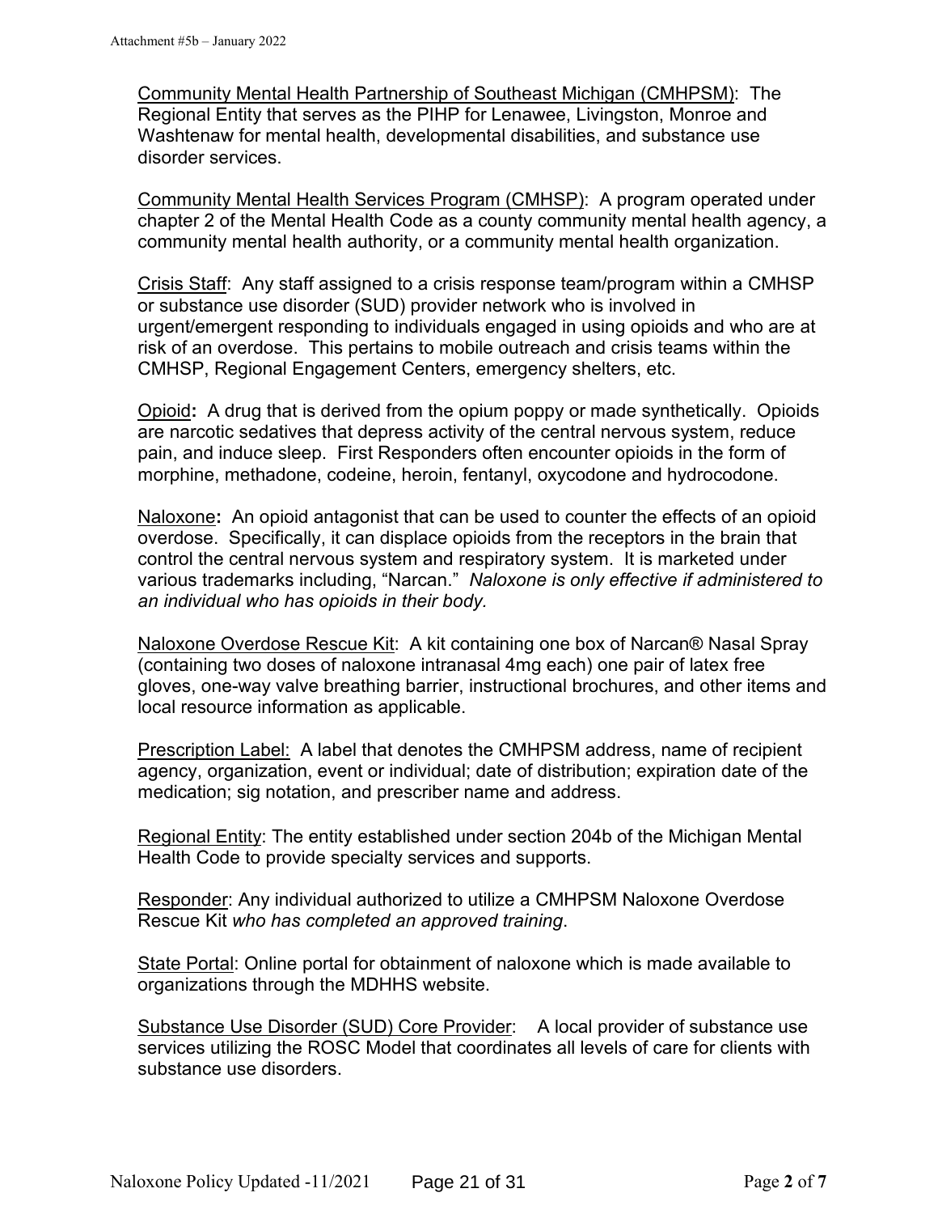Community Mental Health Partnership of Southeast Michigan (CMHPSM): The Regional Entity that serves as the PIHP for Lenawee, Livingston, Monroe and Washtenaw for mental health, developmental disabilities, and substance use disorder services.

Community Mental Health Services Program (CMHSP): A program operated under chapter 2 of the Mental Health Code as a county community mental health agency, a community mental health authority, or a community mental health organization.

Crisis Staff: Any staff assigned to a crisis response team/program within a CMHSP or substance use disorder (SUD) provider network who is involved in urgent/emergent responding to individuals engaged in using opioids and who are at risk of an overdose. This pertains to mobile outreach and crisis teams within the CMHSP, Regional Engagement Centers, emergency shelters, etc.

Opioid**:** A drug that is derived from the opium poppy or made synthetically. Opioids are narcotic sedatives that depress activity of the central nervous system, reduce pain, and induce sleep. First Responders often encounter opioids in the form of morphine, methadone, codeine, heroin, fentanyl, oxycodone and hydrocodone.

Naloxone**:** An opioid antagonist that can be used to counter the effects of an opioid overdose. Specifically, it can displace opioids from the receptors in the brain that control the central nervous system and respiratory system. It is marketed under various trademarks including, "Narcan." *Naloxone is only effective if administered to an individual who has opioids in their body.*

Naloxone Overdose Rescue Kit: A kit containing one box of Narcan® Nasal Spray (containing two doses of naloxone intranasal 4mg each) one pair of latex free gloves, one-way valve breathing barrier, instructional brochures, and other items and local resource information as applicable.

Prescription Label: A label that denotes the CMHPSM address, name of recipient agency, organization, event or individual; date of distribution; expiration date of the medication; sig notation, and prescriber name and address.

Regional Entity: The entity established under section 204b of the Michigan Mental Health Code to provide specialty services and supports.

Responder: Any individual authorized to utilize a CMHPSM Naloxone Overdose Rescue Kit *who has completed an approved training*.

State Portal: Online portal for obtainment of naloxone which is made available to organizations through the MDHHS website.

Substance Use Disorder (SUD) Core Provider: A local provider of substance use services utilizing the ROSC Model that coordinates all levels of care for clients with substance use disorders.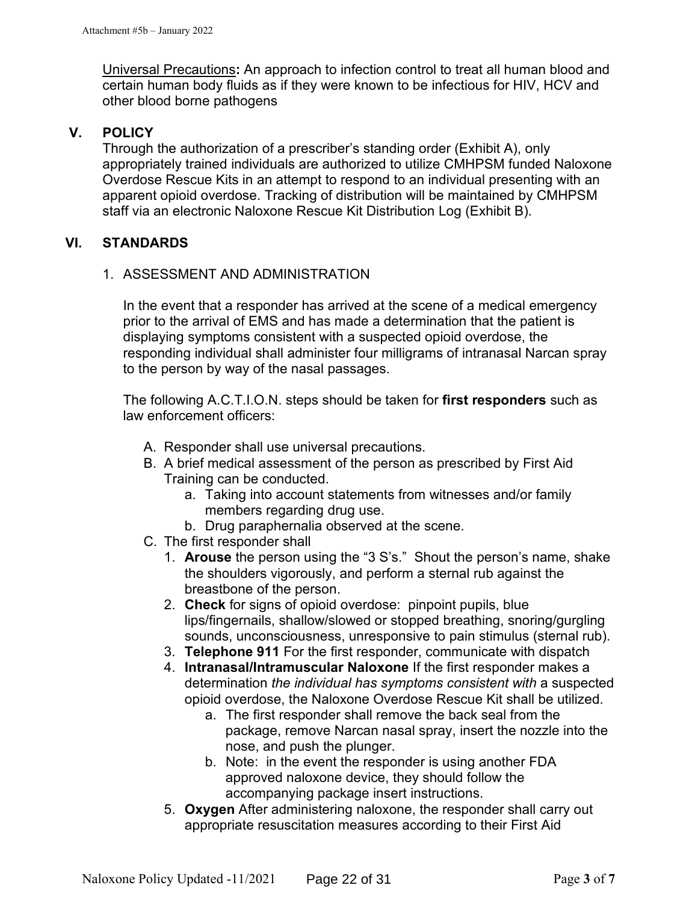Universal Precautions**:** An approach to infection control to treat all human blood and certain human body fluids as if they were known to be infectious for HIV, HCV and other blood borne pathogens

## V. POLICY

Through the authorization of a prescriber's standing order (Exhibit A), only appropriately trained individuals are authorized to utilize CMHPSM funded Naloxone Overdose Rescue Kits in an attempt to respond to an individual presenting with an apparent opioid overdose. Tracking of distribution will be maintained by CMHPSM staff via an electronic Naloxone Rescue Kit Distribution Log (Exhibit B).

## VI. STANDARDS

1. ASSESSMENT AND ADMINISTRATION

In the event that a responder has arrived at the scene of a medical emergency prior to the arrival of EMS and has made a determination that the patient is displaying symptoms consistent with a suspected opioid overdose, the responding individual shall administer four milligrams of intranasal Narcan spray to the person by way of the nasal passages.

The following A.C.T.I.O.N. steps should be taken for **first responders** such as law enforcement officers:

A. Responder shall use universal precautions.
B. A brief medical assessment of the person as prescribed by First Aid Training can be conducted.
    a. Taking into account statements from witnesses and/or family members regarding drug use.
    b. Drug paraphernalia observed at the scene.
C. The first responder shall
    1. **Arouse** the person using the "3 S's." Shout the person's name, shake the shoulders vigorously, and perform a sternal rub against the breastbone of the person.
    2. **Check** for signs of opioid overdose: pinpoint pupils, blue lips/fingernails, shallow/slowed or stopped breathing, snoring/gurgling sounds, unconsciousness, unresponsive to pain stimulus (sternal rub).
    3. **Telephone 911** For the first responder, communicate with dispatch
    4. **Intranasal/Intramuscular Naloxone** If the first responder makes a determination *the individual has symptoms consistent with* a suspected opioid overdose, the Naloxone Overdose Rescue Kit shall be utilized.
        a. The first responder shall remove the back seal from the package, remove Narcan nasal spray, insert the nozzle into the nose, and push the plunger.
        b. Note: in the event the responder is using another FDA approved naloxone device, they should follow the accompanying package insert instructions.
    5. **Oxygen** After administering naloxone, the responder shall carry out appropriate resuscitation measures according to their First Aid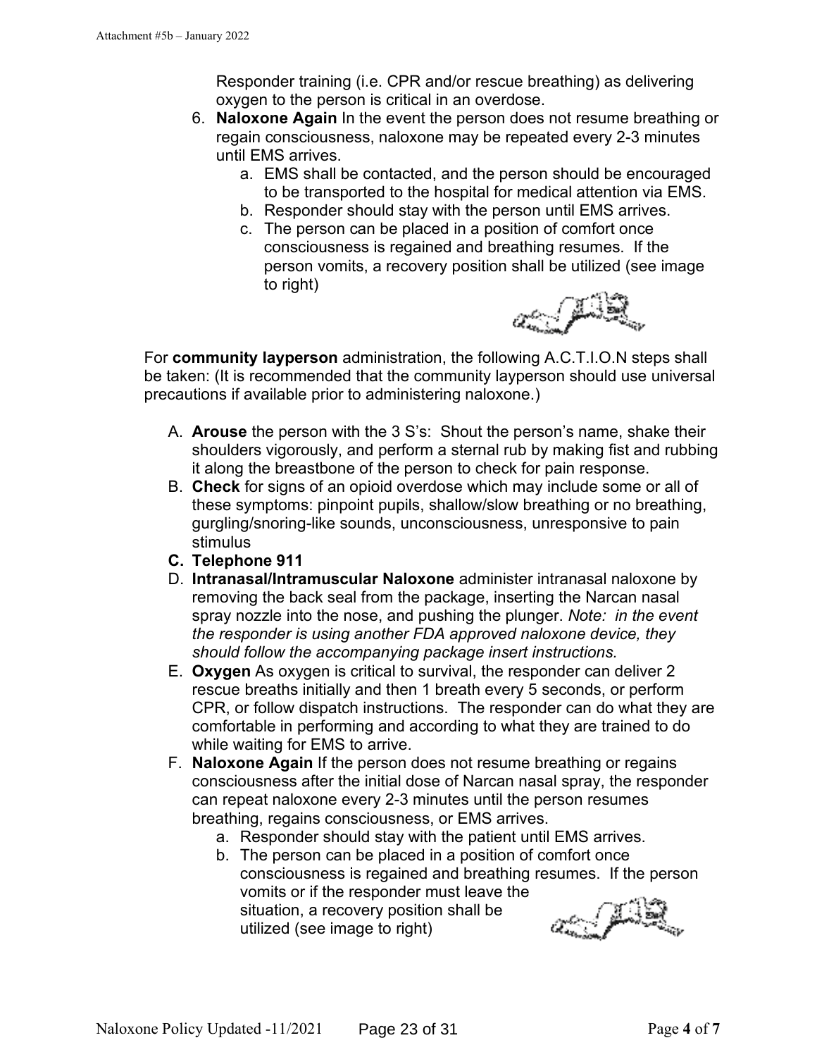Responder training (i.e. CPR and/or rescue breathing) as delivering oxygen to the person is critical in an overdose.

6. **Naloxone Again** In the event the person does not resume breathing or regain consciousness, naloxone may be repeated every 2-3 minutes until EMS arrives.
   a. EMS shall be contacted, and the person should be encouraged to be transported to the hospital for medical attention via EMS.
   b. Responder should stay with the person until EMS arrives.
   c. The person can be placed in a position of comfort once consciousness is regained and breathing resumes. If the person vomits, a recovery position shall be utilized (see image to right)

For **community layperson** administration, the following A.C.T.I.O.N steps shall be taken: (It is recommended that the community layperson should use universal precautions if available prior to administering naloxone.)

A. **Arouse** the person with the 3 S's: Shout the person's name, shake their shoulders vigorously, and perform a sternal rub by making fist and rubbing it along the breastbone of the person to check for pain response.
B. **Check** for signs of an opioid overdose which may include some or all of these symptoms: pinpoint pupils, shallow/slow breathing or no breathing, gurgling/snoring-like sounds, unconsciousness, unresponsive to pain stimulus
C. **Telephone 911**
D. **Intranasal/Intramuscular Naloxone** administer intranasal naloxone by removing the back seal from the package, inserting the Narcan nasal spray nozzle into the nose, and pushing the plunger. *Note: in the event the responder is using another FDA approved naloxone device, they should follow the accompanying package insert instructions.*
E. **Oxygen** As oxygen is critical to survival, the responder can deliver 2 rescue breaths initially and then 1 breath every 5 seconds, or perform CPR, or follow dispatch instructions. The responder can do what they are comfortable in performing and according to what they are trained to do while waiting for EMS to arrive.
F. **Naloxone Again** If the person does not resume breathing or regains consciousness after the initial dose of Narcan nasal spray, the responder can repeat naloxone every 2-3 minutes until the person resumes breathing, regains consciousness, or EMS arrives.
   a. Responder should stay with the patient until EMS arrives.
   b. The person can be placed in a position of comfort once consciousness is regained and breathing resumes. If the person vomits or if the responder must leave the situation, a recovery position shall be utilized (see image to right)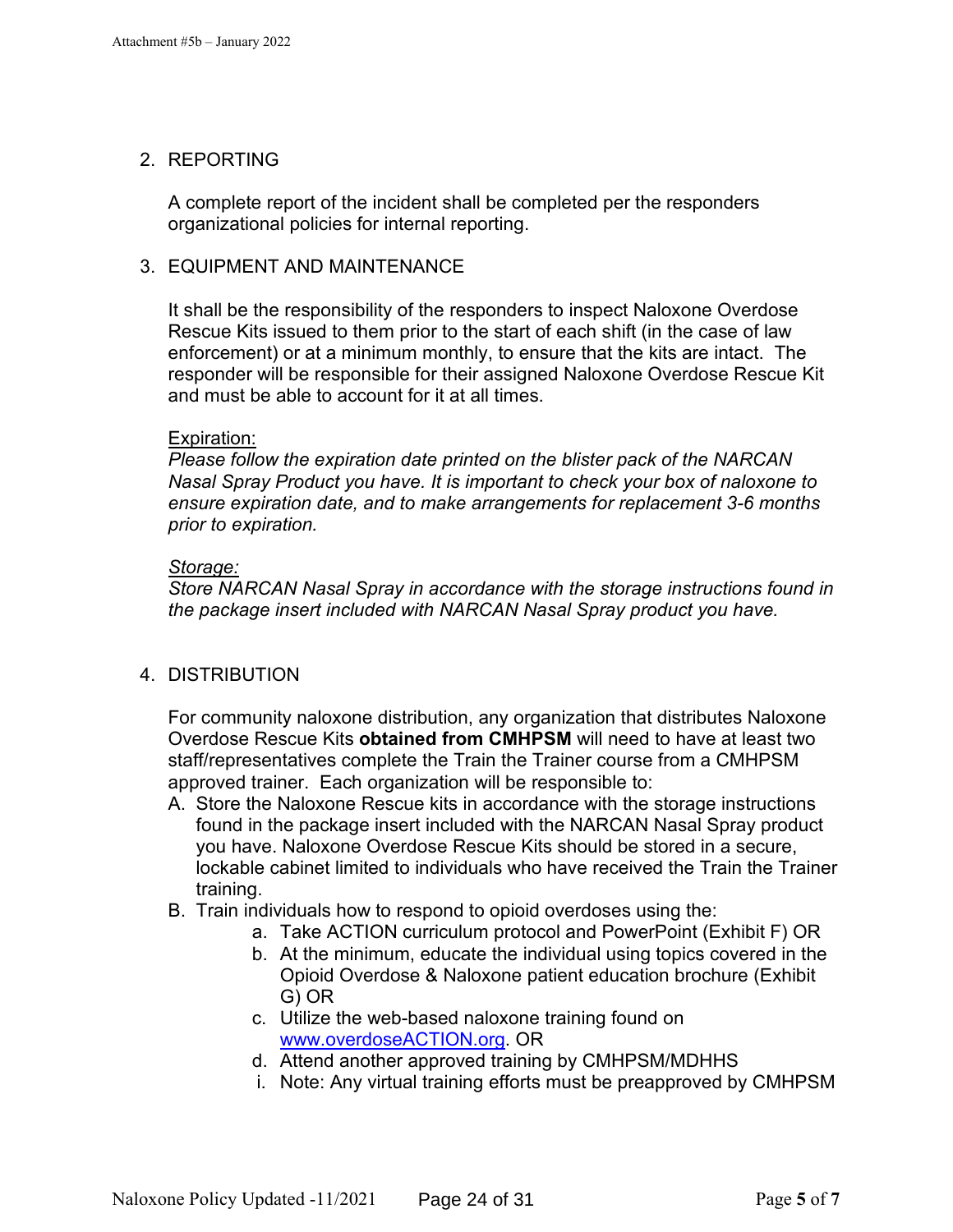2. REPORTING

   A complete report of the incident shall be completed per the responders organizational policies for internal reporting.

3. EQUIPMENT AND MAINTENANCE

   It shall be the responsibility of the responders to inspect Naloxone Overdose Rescue Kits issued to them prior to the start of each shift (in the case of law enforcement) or at a minimum monthly, to ensure that the kits are intact. The responder will be responsible for their assigned Naloxone Overdose Rescue Kit and must be able to account for it at all times.

   <u>Expiration:</u>
   *Please follow the expiration date printed on the blister pack of the NARCAN Nasal Spray Product you have. It is important to check your box of naloxone to ensure expiration date, and to make arrangements for replacement 3-6 months prior to expiration.*

   *<u>Storage:</u>*
   *Store NARCAN Nasal Spray in accordance with the storage instructions found in the package insert included with NARCAN Nasal Spray product you have.*

4. DISTRIBUTION

   For community naloxone distribution, any organization that distributes Naloxone Overdose Rescue Kits **obtained from CMHPSM** will need to have at least two staff/representatives complete the Train the Trainer course from a CMHPSM approved trainer. Each organization will be responsible to:

   A. Store the Naloxone Rescue kits in accordance with the storage instructions found in the package insert included with the NARCAN Nasal Spray product you have. Naloxone Overdose Rescue Kits should be stored in a secure, lockable cabinet limited to individuals who have received the Train the Trainer training.
   B. Train individuals how to respond to opioid overdoses using the:
      a. Take ACTION curriculum protocol and PowerPoint (Exhibit F) OR
      b. At the minimum, educate the individual using topics covered in the Opioid Overdose & Naloxone patient education brochure (Exhibit G) OR
      c. Utilize the web-based naloxone training found on www.overdoseACTION.org. OR
      d. Attend another approved training by CMHPSM/MDHHS
      i. Note: Any virtual training efforts must be preapproved by CMHPSM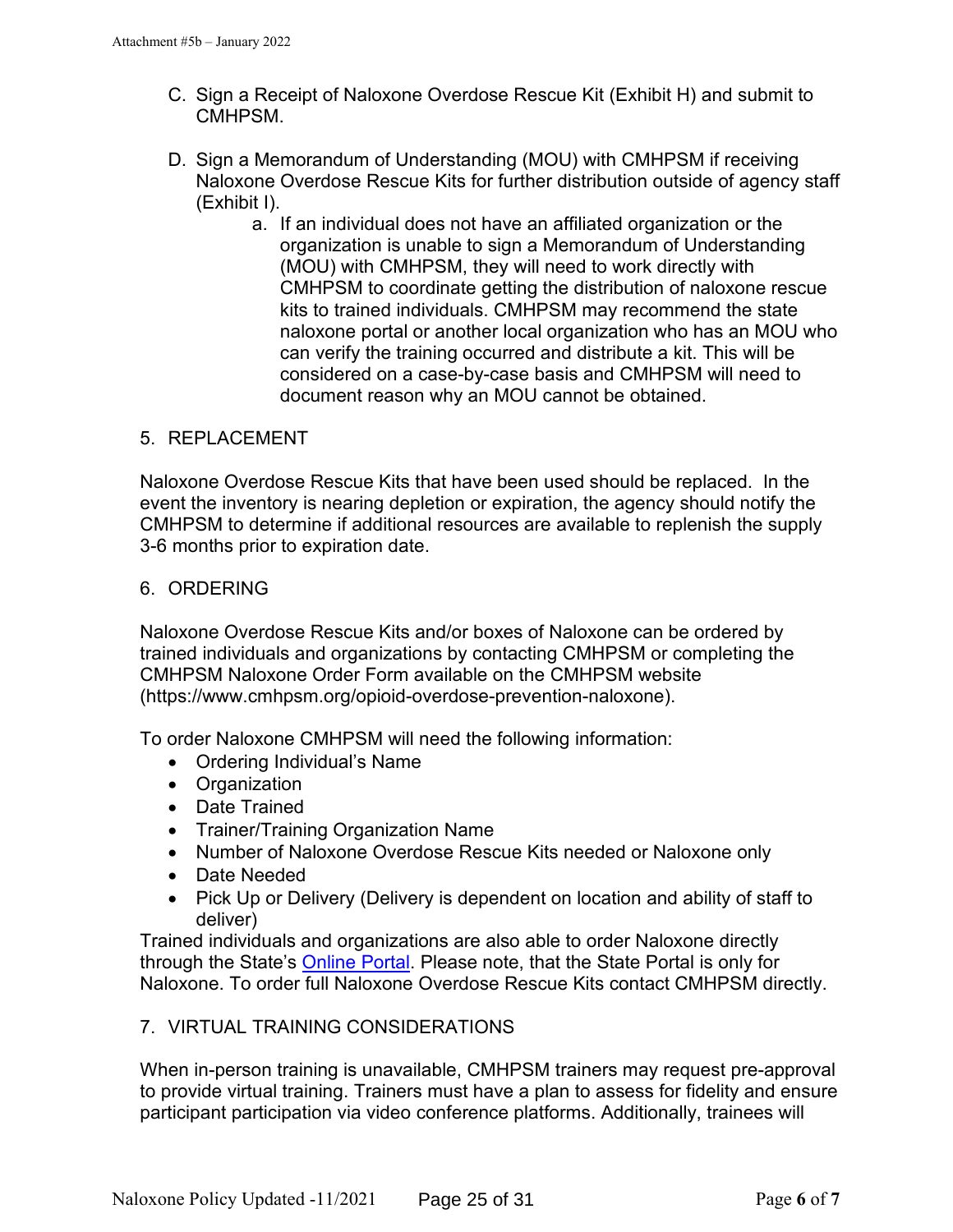C. Sign a Receipt of Naloxone Overdose Rescue Kit (Exhibit H) and submit to CMHPSM.

D. Sign a Memorandum of Understanding (MOU) with CMHPSM if receiving Naloxone Overdose Rescue Kits for further distribution outside of agency staff (Exhibit I).

   a. If an individual does not have an affiliated organization or the organization is unable to sign a Memorandum of Understanding (MOU) with CMHPSM, they will need to work directly with CMHPSM to coordinate getting the distribution of naloxone rescue kits to trained individuals. CMHPSM may recommend the state naloxone portal or another local organization who has an MOU who can verify the training occurred and distribute a kit. This will be considered on a case-by-case basis and CMHPSM will need to document reason why an MOU cannot be obtained.

5. REPLACEMENT

Naloxone Overdose Rescue Kits that have been used should be replaced. In the event the inventory is nearing depletion or expiration, the agency should notify the CMHPSM to determine if additional resources are available to replenish the supply 3-6 months prior to expiration date.

6. ORDERING

Naloxone Overdose Rescue Kits and/or boxes of Naloxone can be ordered by trained individuals and organizations by contacting CMHPSM or completing the CMHPSM Naloxone Order Form available on the CMHPSM website (https://www.cmhpsm.org/opioid-overdose-prevention-naloxone).

To order Naloxone CMHPSM will need the following information:

- Ordering Individual's Name
- Organization
- Date Trained
- Trainer/Training Organization Name
- Number of Naloxone Overdose Rescue Kits needed or Naloxone only
- Date Needed
- Pick Up or Delivery (Delivery is dependent on location and ability of staff to deliver)

Trained individuals and organizations are also able to order Naloxone directly through the State's Online Portal. Please note, that the State Portal is only for Naloxone. To order full Naloxone Overdose Rescue Kits contact CMHPSM directly.

7. VIRTUAL TRAINING CONSIDERATIONS

When in-person training is unavailable, CMHPSM trainers may request pre-approval to provide virtual training. Trainers must have a plan to assess for fidelity and ensure participant participation via video conference platforms. Additionally, trainees will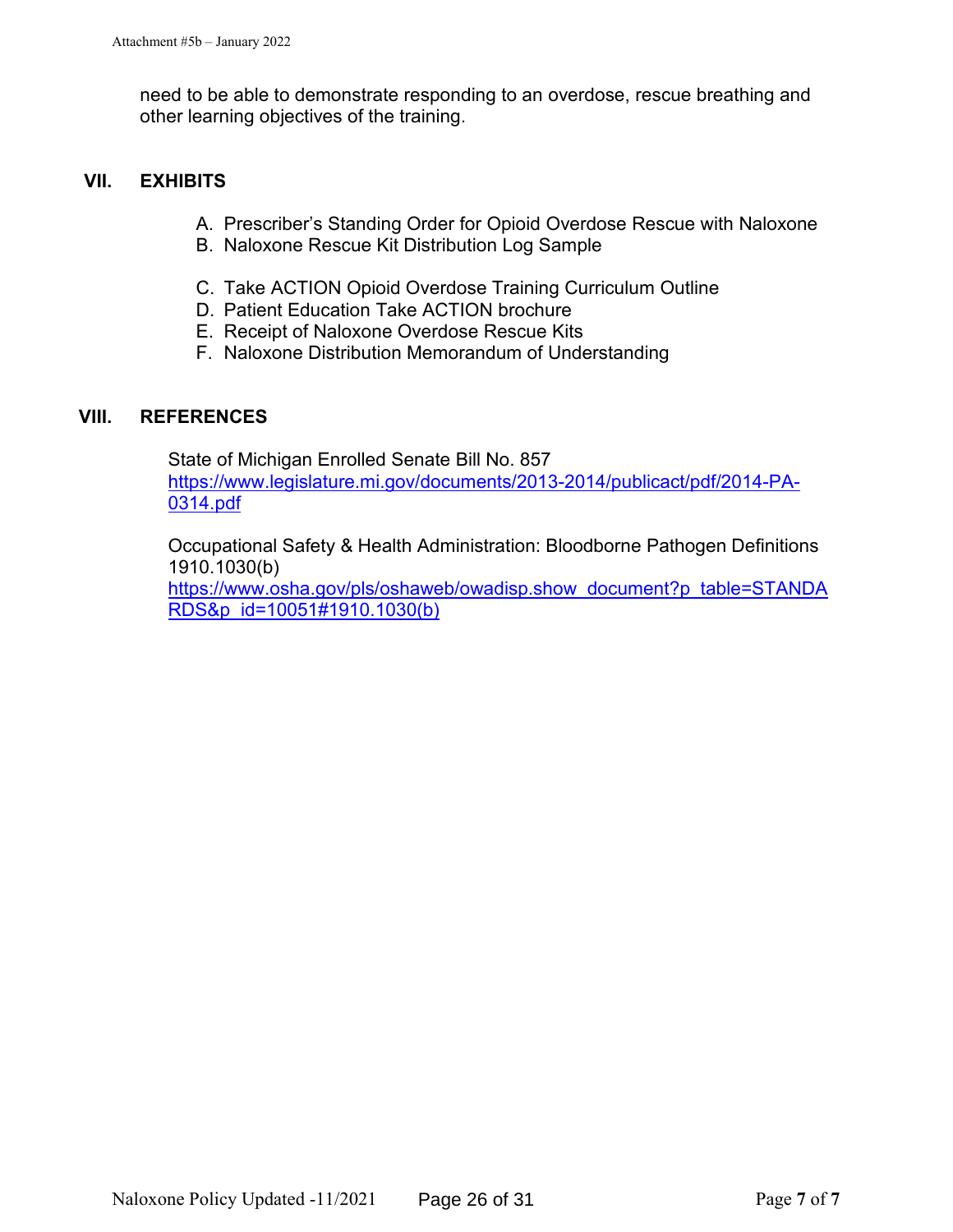need to be able to demonstrate responding to an overdose, rescue breathing and other learning objectives of the training.

## VII. EXHIBITS

A. Prescriber's Standing Order for Opioid Overdose Rescue with Naloxone
B. Naloxone Rescue Kit Distribution Log Sample
C. Take ACTION Opioid Overdose Training Curriculum Outline
D. Patient Education Take ACTION brochure
E. Receipt of Naloxone Overdose Rescue Kits
F. Naloxone Distribution Memorandum of Understanding

## VIII. REFERENCES

State of Michigan Enrolled Senate Bill No. 857
https://www.legislature.mi.gov/documents/2013-2014/publicact/pdf/2014-PA-0314.pdf

Occupational Safety & Health Administration: Bloodborne Pathogen Definitions 1910.1030(b)
https://www.osha.gov/pls/oshaweb/owadisp.show_document?p_table=STANDARDS&p_id=10051#1910.1030(b)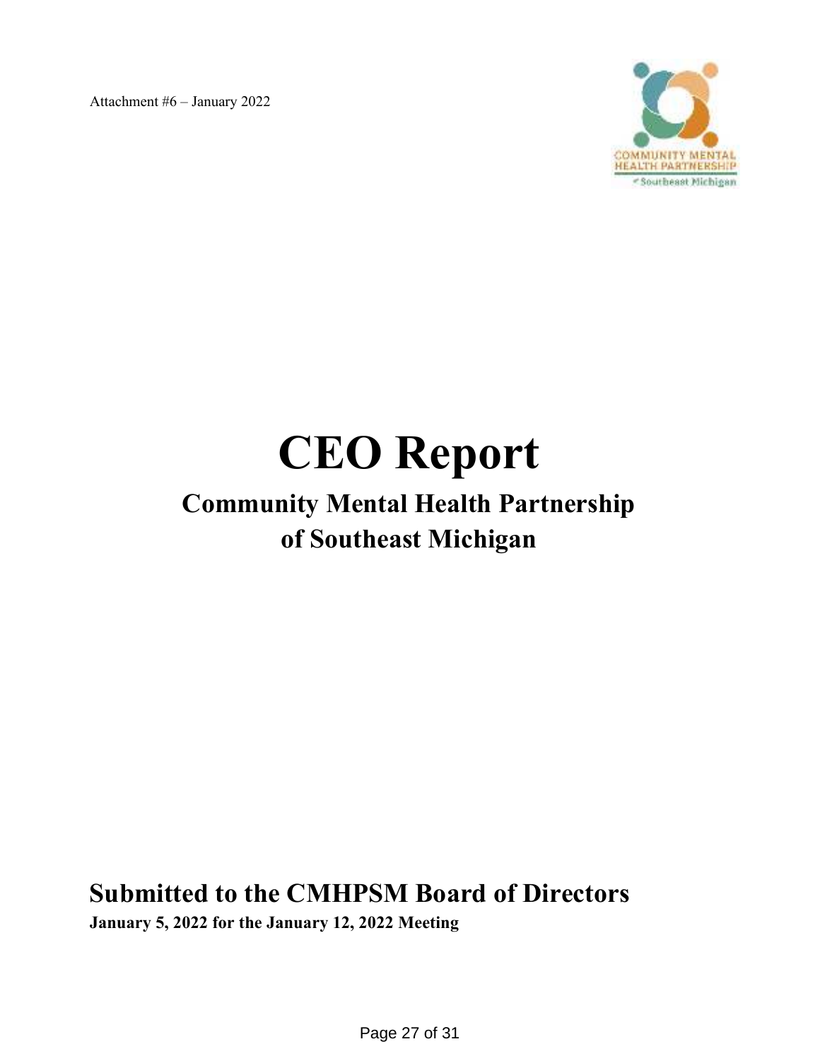Attachment #6 – January 2022

# CEO Report

## Community Mental Health Partnership of Southeast Michigan

## Submitted to the CMHPSM Board of Directors

**January 5, 2022 for the January 12, 2022 Meeting**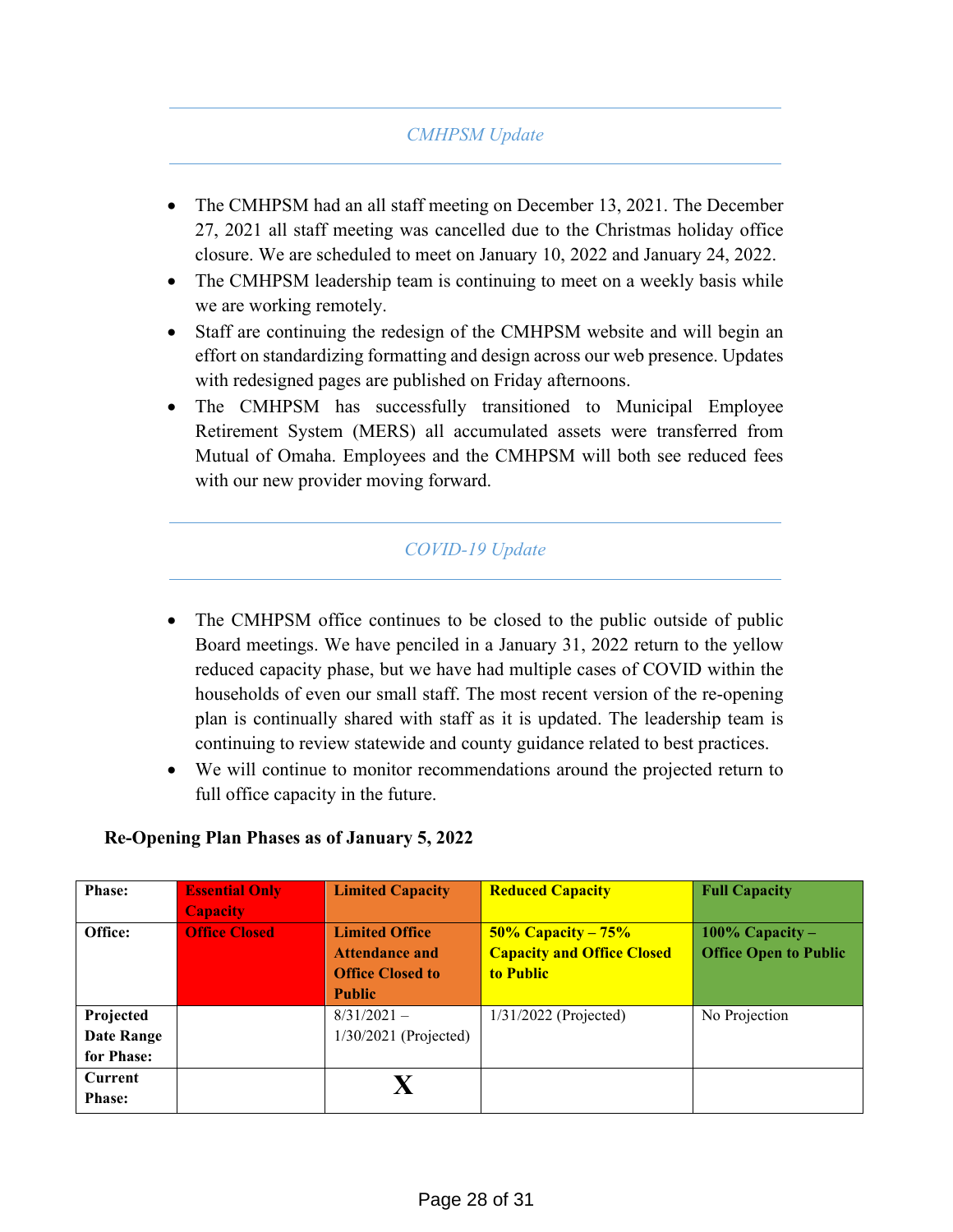## *CMHPSM Update*

- The CMHPSM had an all staff meeting on December 13, 2021. The December 27, 2021 all staff meeting was cancelled due to the Christmas holiday office closure. We are scheduled to meet on January 10, 2022 and January 24, 2022.
- The CMHPSM leadership team is continuing to meet on a weekly basis while we are working remotely.
- Staff are continuing the redesign of the CMHPSM website and will begin an effort on standardizing formatting and design across our web presence. Updates with redesigned pages are published on Friday afternoons.
- The CMHPSM has successfully transitioned to Municipal Employee Retirement System (MERS) all accumulated assets were transferred from Mutual of Omaha. Employees and the CMHPSM will both see reduced fees with our new provider moving forward.

## *COVID-19 Update*

- The CMHPSM office continues to be closed to the public outside of public Board meetings. We have penciled in a January 31, 2022 return to the yellow reduced capacity phase, but we have had multiple cases of COVID within the households of even our small staff. The most recent version of the re-opening plan is continually shared with staff as it is updated. The leadership team is continuing to review statewide and county guidance related to best practices.
- We will continue to monitor recommendations around the projected return to full office capacity in the future.

**Re-Opening Plan Phases as of January 5, 2022**

| **Phase:** | **Essential Only Capacity** | **Limited Capacity** | **Reduced Capacity** | **Full Capacity** |
|---|---|---|---|---|
| **Office:** | **Office Closed** | **Limited Office Attendance and Office Closed to Public** | **50% Capacity – 75% Capacity and Office Closed to Public** | **100% Capacity – Office Open to Public** |
| **Projected Date Range for Phase:** | | 8/31/2021 – 1/30/2021 (Projected) | 1/31/2022 (Projected) | No Projection |
| **Current Phase:** | | **X** | | |